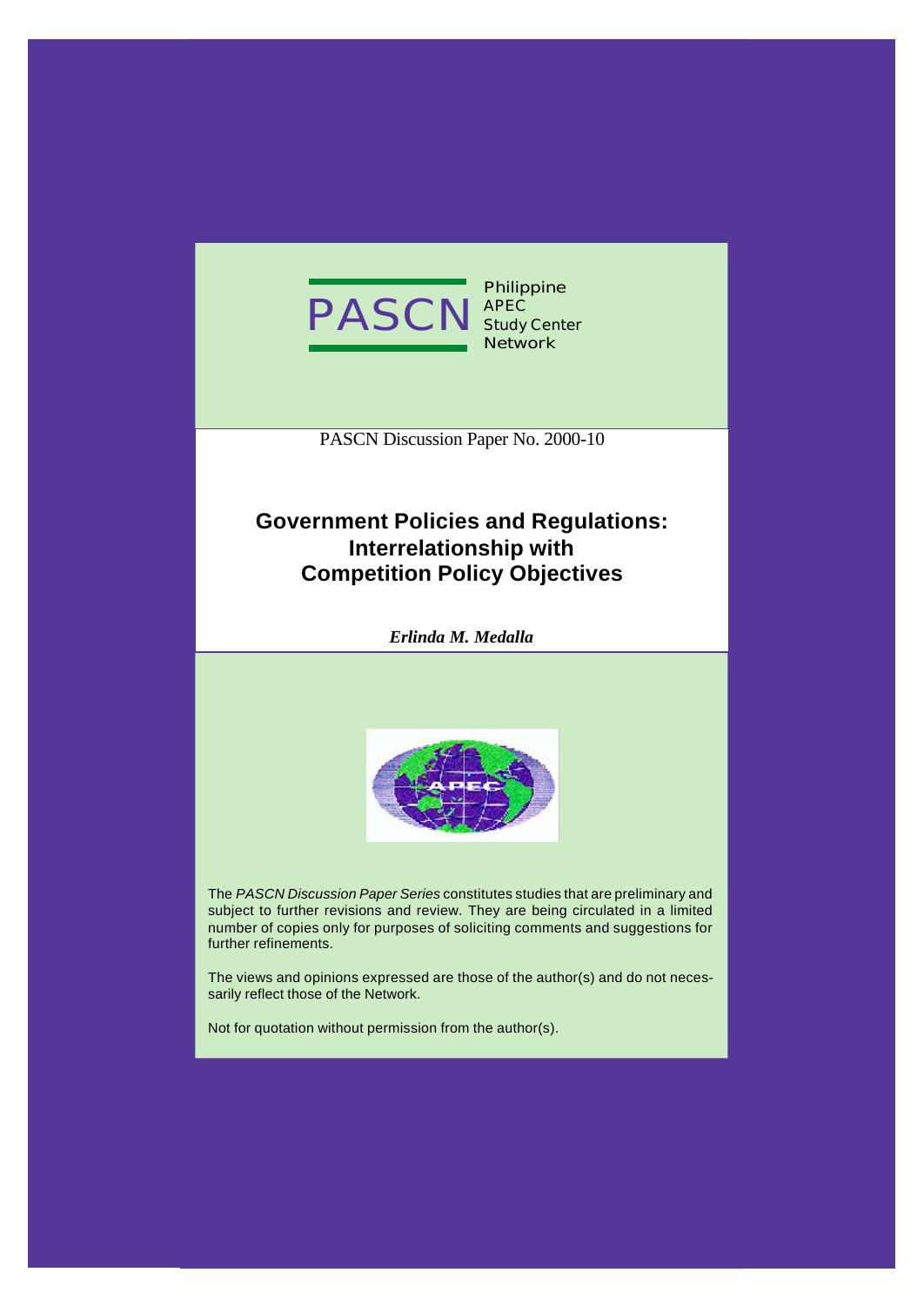PASCN

Philippine
APEC
Study Center
Network

PASCN Discussion Paper No. 2000-10

# Government Policies and Regulations: Interrelationship with Competition Policy Objectives

***Erlinda M. Medalla***

The *PASCN Discussion Paper Series* constitutes studies that are preliminary and subject to further revisions and review. They are being circulated in a limited number of copies only for purposes of soliciting comments and suggestions for further refinements.

The views and opinions expressed are those of the author(s) and do not necessarily reflect those of the Network.

Not for quotation without permission from the author(s).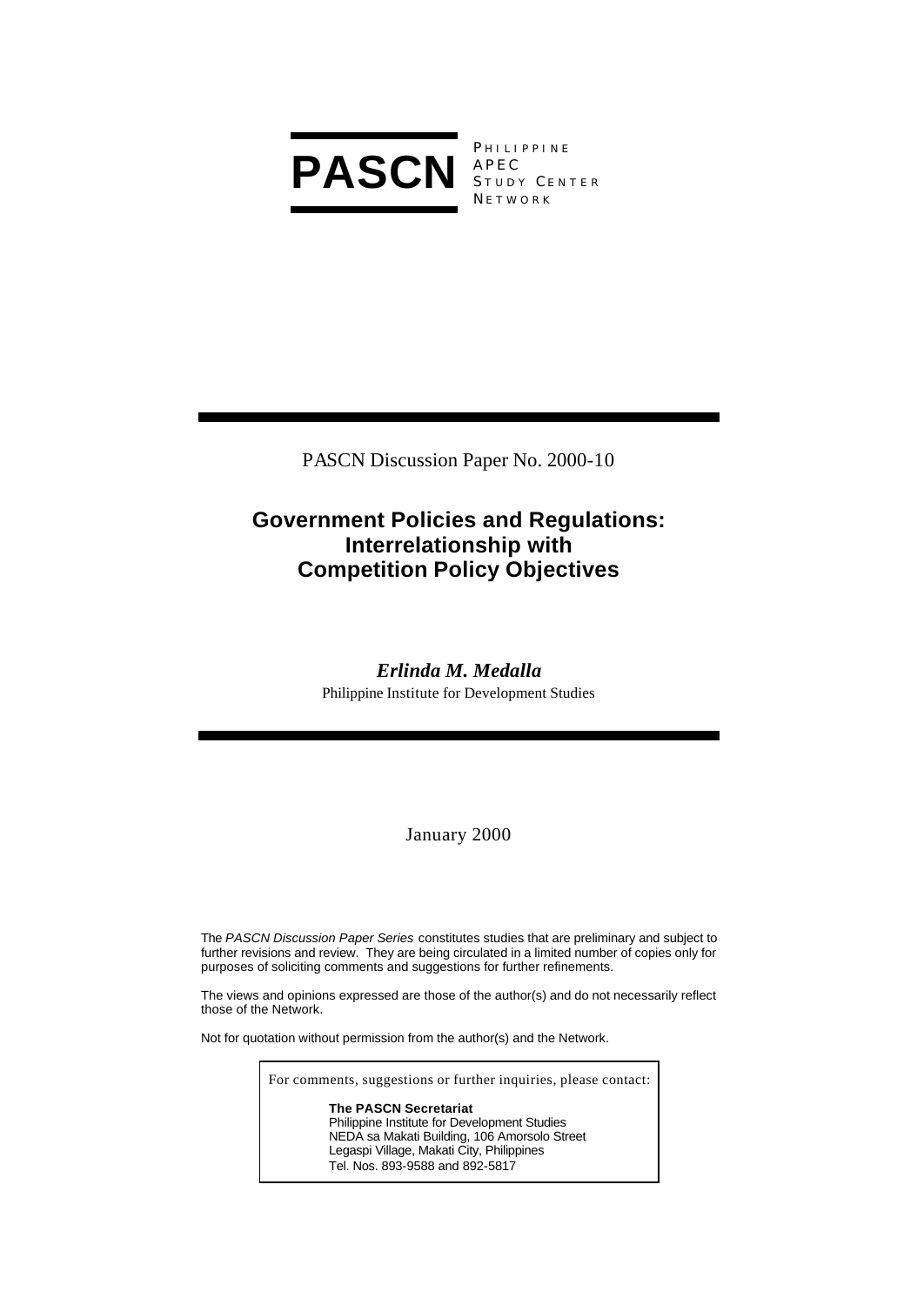**PASCN** PHILIPPINE APEC STUDY CENTER NETWORK

PASCN Discussion Paper No. 2000-10

# Government Policies and Regulations: Interrelationship with Competition Policy Objectives

***Erlinda M. Medalla***

Philippine Institute for Development Studies

January 2000

The *PASCN Discussion Paper Series* constitutes studies that are preliminary and subject to further revisions and review. They are being circulated in a limited number of copies only for purposes of soliciting comments and suggestions for further refinements.

The views and opinions expressed are those of the author(s) and do not necessarily reflect those of the Network.

Not for quotation without permission from the author(s) and the Network.

For comments, suggestions or further inquiries, please contact:

**The PASCN Secretariat**
Philippine Institute for Development Studies
NEDA sa Makati Building, 106 Amorsolo Street
Legaspi Village, Makati City, Philippines
Tel. Nos. 893-9588 and 892-5817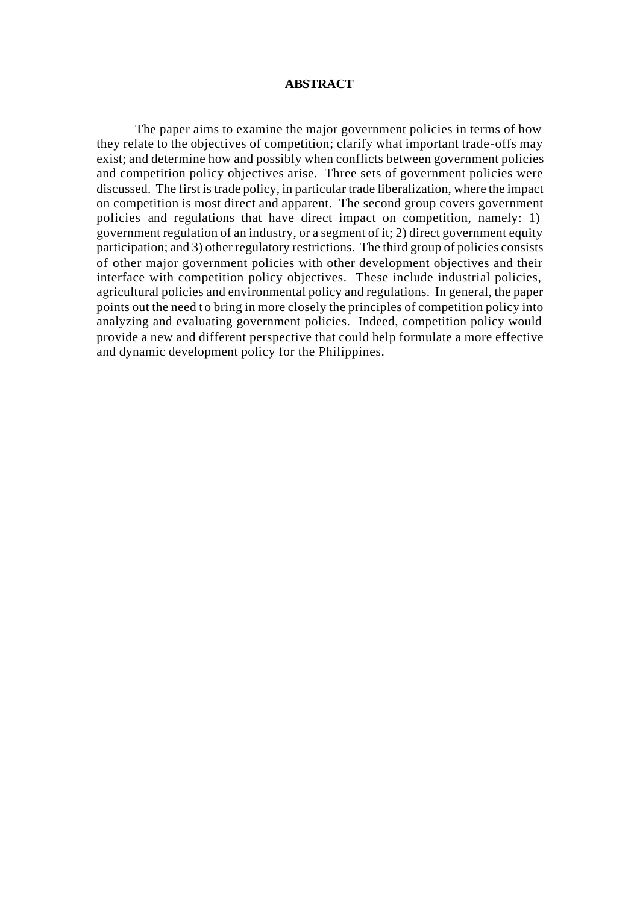# ABSTRACT

The paper aims to examine the major government policies in terms of how they relate to the objectives of competition; clarify what important trade-offs may exist; and determine how and possibly when conflicts between government policies and competition policy objectives arise. Three sets of government policies were discussed. The first is trade policy, in particular trade liberalization, where the impact on competition is most direct and apparent. The second group covers government policies and regulations that have direct impact on competition, namely: 1) government regulation of an industry, or a segment of it; 2) direct government equity participation; and 3) other regulatory restrictions. The third group of policies consists of other major government policies with other development objectives and their interface with competition policy objectives. These include industrial policies, agricultural policies and environmental policy and regulations. In general, the paper points out the need to bring in more closely the principles of competition policy into analyzing and evaluating government policies. Indeed, competition policy would provide a new and different perspective that could help formulate a more effective and dynamic development policy for the Philippines.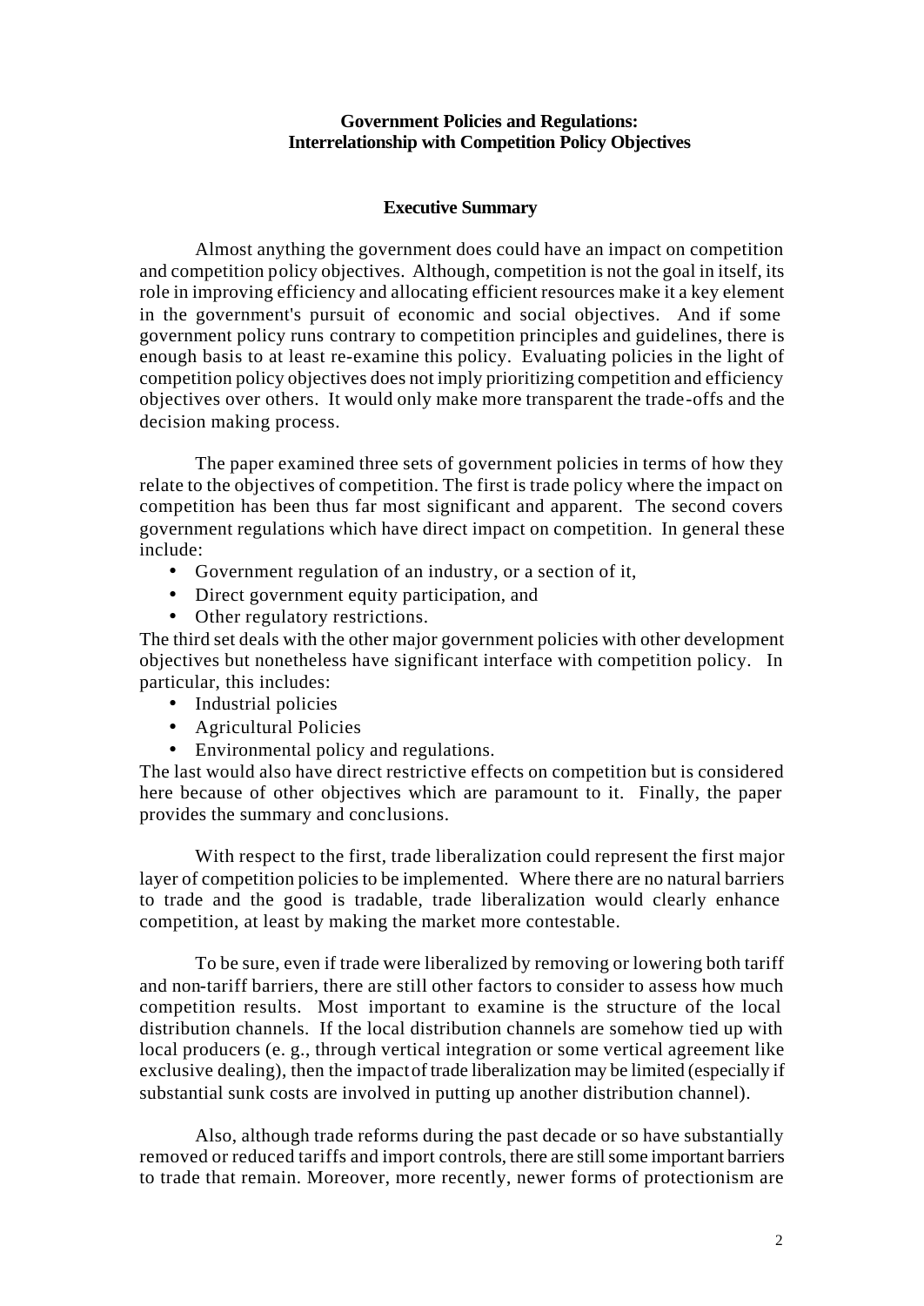**Government Policies and Regulations:**
**Interrelationship with Competition Policy Objectives**

**Executive Summary**

Almost anything the government does could have an impact on competition and competition policy objectives. Although, competition is not the goal in itself, its role in improving efficiency and allocating efficient resources make it a key element in the government's pursuit of economic and social objectives. And if some government policy runs contrary to competition principles and guidelines, there is enough basis to at least re-examine this policy. Evaluating policies in the light of competition policy objectives does not imply prioritizing competition and efficiency objectives over others. It would only make more transparent the trade-offs and the decision making process.

The paper examined three sets of government policies in terms of how they relate to the objectives of competition. The first is trade policy where the impact on competition has been thus far most significant and apparent. The second covers government regulations which have direct impact on competition. In general these include:

- Government regulation of an industry, or a section of it,
- Direct government equity participation, and
- Other regulatory restrictions.

The third set deals with the other major government policies with other development objectives but nonetheless have significant interface with competition policy. In particular, this includes:

- Industrial policies
- Agricultural Policies
- Environmental policy and regulations.

The last would also have direct restrictive effects on competition but is considered here because of other objectives which are paramount to it. Finally, the paper provides the summary and conclusions.

With respect to the first, trade liberalization could represent the first major layer of competition policies to be implemented. Where there are no natural barriers to trade and the good is tradable, trade liberalization would clearly enhance competition, at least by making the market more contestable.

To be sure, even if trade were liberalized by removing or lowering both tariff and non-tariff barriers, there are still other factors to consider to assess how much competition results. Most important to examine is the structure of the local distribution channels. If the local distribution channels are somehow tied up with local producers (e. g., through vertical integration or some vertical agreement like exclusive dealing), then the impact of trade liberalization may be limited (especially if substantial sunk costs are involved in putting up another distribution channel).

Also, although trade reforms during the past decade or so have substantially removed or reduced tariffs and import controls, there are still some important barriers to trade that remain. Moreover, more recently, newer forms of protectionism are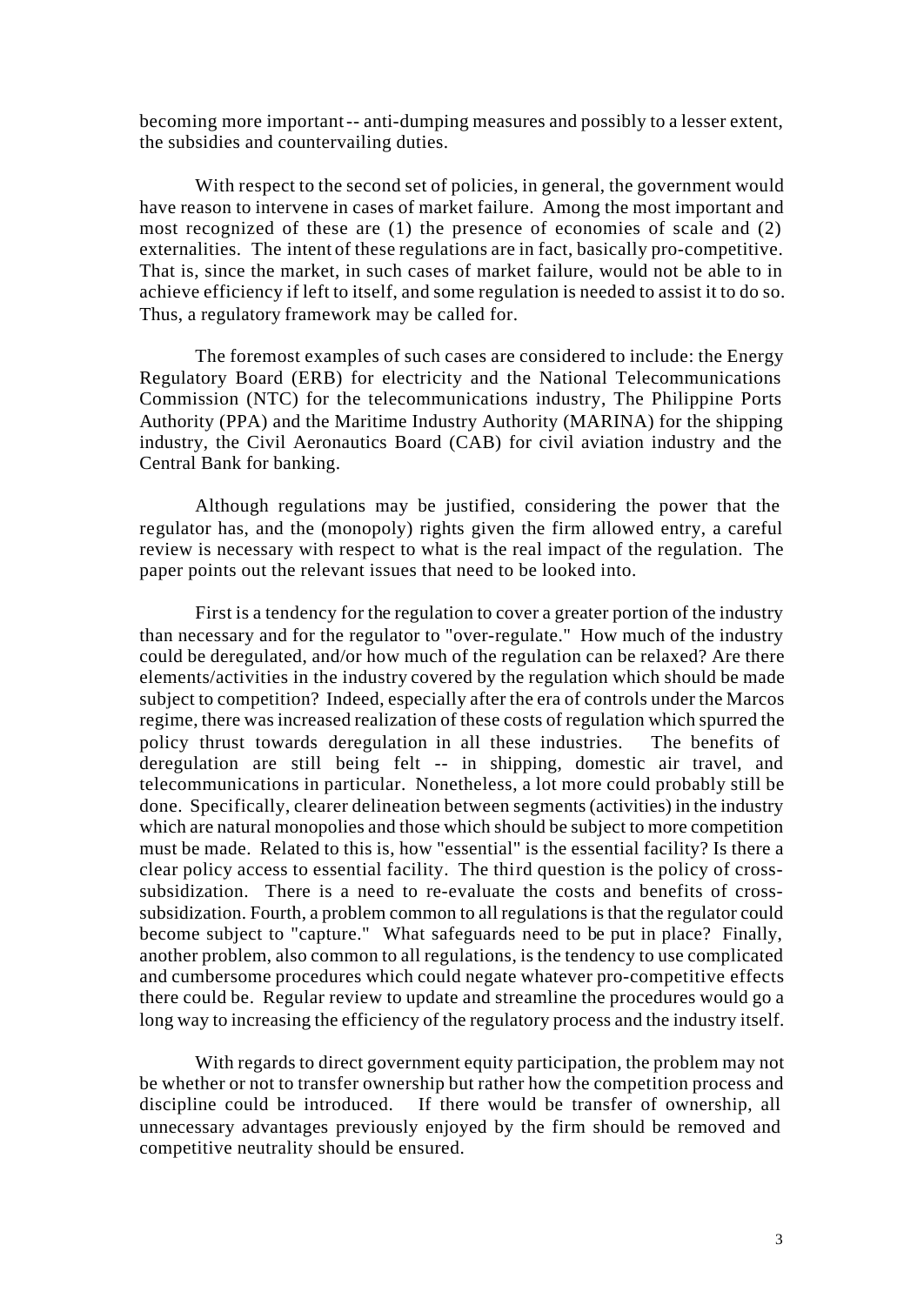becoming more important -- anti-dumping measures and possibly to a lesser extent, the subsidies and countervailing duties.

With respect to the second set of policies, in general, the government would have reason to intervene in cases of market failure. Among the most important and most recognized of these are (1) the presence of economies of scale and (2) externalities. The intent of these regulations are in fact, basically pro-competitive. That is, since the market, in such cases of market failure, would not be able to in achieve efficiency if left to itself, and some regulation is needed to assist it to do so. Thus, a regulatory framework may be called for.

The foremost examples of such cases are considered to include: the Energy Regulatory Board (ERB) for electricity and the National Telecommunications Commission (NTC) for the telecommunications industry, The Philippine Ports Authority (PPA) and the Maritime Industry Authority (MARINA) for the shipping industry, the Civil Aeronautics Board (CAB) for civil aviation industry and the Central Bank for banking.

Although regulations may be justified, considering the power that the regulator has, and the (monopoly) rights given the firm allowed entry, a careful review is necessary with respect to what is the real impact of the regulation. The paper points out the relevant issues that need to be looked into.

First is a tendency for the regulation to cover a greater portion of the industry than necessary and for the regulator to "over-regulate." How much of the industry could be deregulated, and/or how much of the regulation can be relaxed? Are there elements/activities in the industry covered by the regulation which should be made subject to competition? Indeed, especially after the era of controls under the Marcos regime, there was increased realization of these costs of regulation which spurred the policy thrust towards deregulation in all these industries. The benefits of deregulation are still being felt -- in shipping, domestic air travel, and telecommunications in particular. Nonetheless, a lot more could probably still be done. Specifically, clearer delineation between segments (activities) in the industry which are natural monopolies and those which should be subject to more competition must be made. Related to this is, how "essential" is the essential facility? Is there a clear policy access to essential facility. The third question is the policy of cross-subsidization. There is a need to re-evaluate the costs and benefits of cross-subsidization. Fourth, a problem common to all regulations is that the regulator could become subject to "capture." What safeguards need to be put in place? Finally, another problem, also common to all regulations, is the tendency to use complicated and cumbersome procedures which could negate whatever pro-competitive effects there could be. Regular review to update and streamline the procedures would go a long way to increasing the efficiency of the regulatory process and the industry itself.

With regards to direct government equity participation, the problem may not be whether or not to transfer ownership but rather how the competition process and discipline could be introduced. If there would be transfer of ownership, all unnecessary advantages previously enjoyed by the firm should be removed and competitive neutrality should be ensured.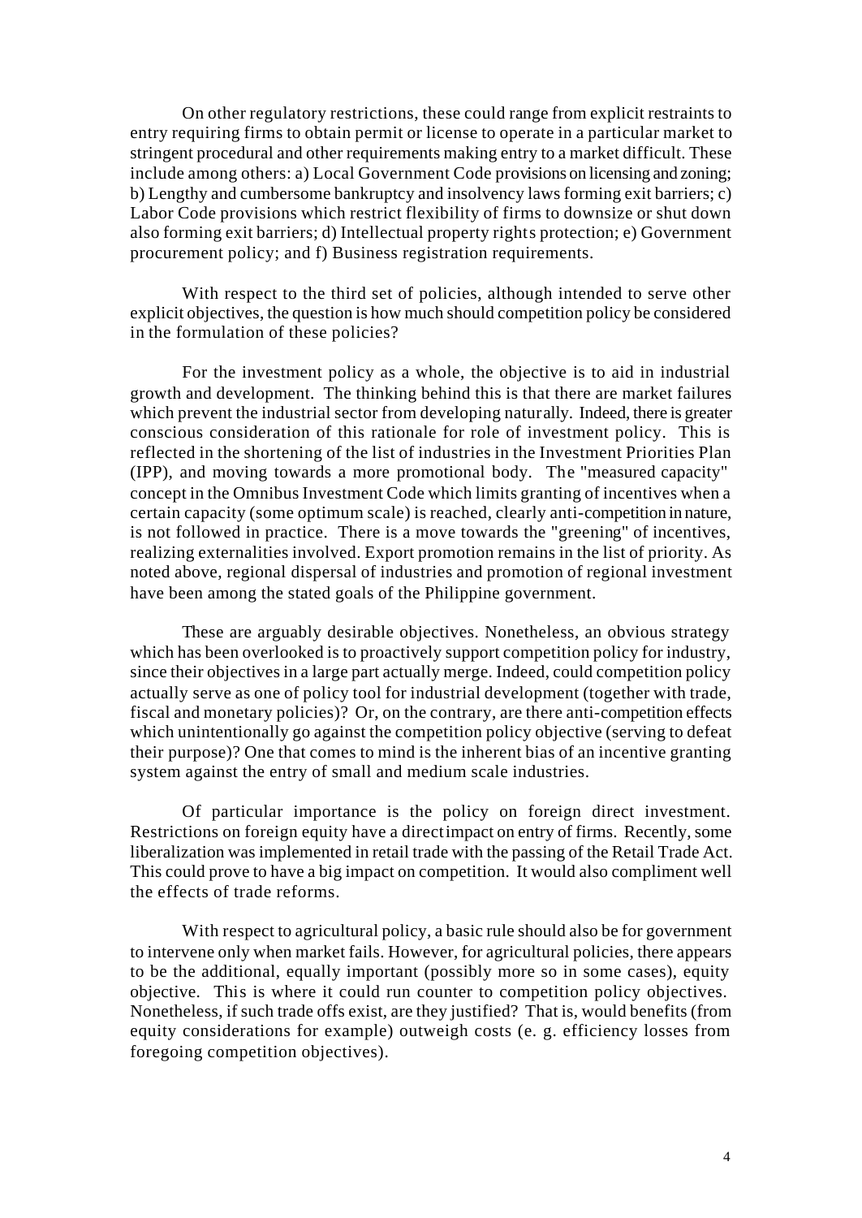On other regulatory restrictions, these could range from explicit restraints to entry requiring firms to obtain permit or license to operate in a particular market to stringent procedural and other requirements making entry to a market difficult. These include among others: a) Local Government Code provisions on licensing and zoning; b) Lengthy and cumbersome bankruptcy and insolvency laws forming exit barriers; c) Labor Code provisions which restrict flexibility of firms to downsize or shut down also forming exit barriers; d) Intellectual property rights protection; e) Government procurement policy; and f) Business registration requirements.

With respect to the third set of policies, although intended to serve other explicit objectives, the question is how much should competition policy be considered in the formulation of these policies?

For the investment policy as a whole, the objective is to aid in industrial growth and development. The thinking behind this is that there are market failures which prevent the industrial sector from developing naturally. Indeed, there is greater conscious consideration of this rationale for role of investment policy. This is reflected in the shortening of the list of industries in the Investment Priorities Plan (IPP), and moving towards a more promotional body. The "measured capacity" concept in the Omnibus Investment Code which limits granting of incentives when a certain capacity (some optimum scale) is reached, clearly anti-competition in nature, is not followed in practice. There is a move towards the "greening" of incentives, realizing externalities involved. Export promotion remains in the list of priority. As noted above, regional dispersal of industries and promotion of regional investment have been among the stated goals of the Philippine government.

These are arguably desirable objectives. Nonetheless, an obvious strategy which has been overlooked is to proactively support competition policy for industry, since their objectives in a large part actually merge. Indeed, could competition policy actually serve as one of policy tool for industrial development (together with trade, fiscal and monetary policies)? Or, on the contrary, are there anti-competition effects which unintentionally go against the competition policy objective (serving to defeat their purpose)? One that comes to mind is the inherent bias of an incentive granting system against the entry of small and medium scale industries.

Of particular importance is the policy on foreign direct investment. Restrictions on foreign equity have a direct impact on entry of firms. Recently, some liberalization was implemented in retail trade with the passing of the Retail Trade Act. This could prove to have a big impact on competition. It would also compliment well the effects of trade reforms.

With respect to agricultural policy, a basic rule should also be for government to intervene only when market fails. However, for agricultural policies, there appears to be the additional, equally important (possibly more so in some cases), equity objective. This is where it could run counter to competition policy objectives. Nonetheless, if such trade offs exist, are they justified? That is, would benefits (from equity considerations for example) outweigh costs (e. g. efficiency losses from foregoing competition objectives).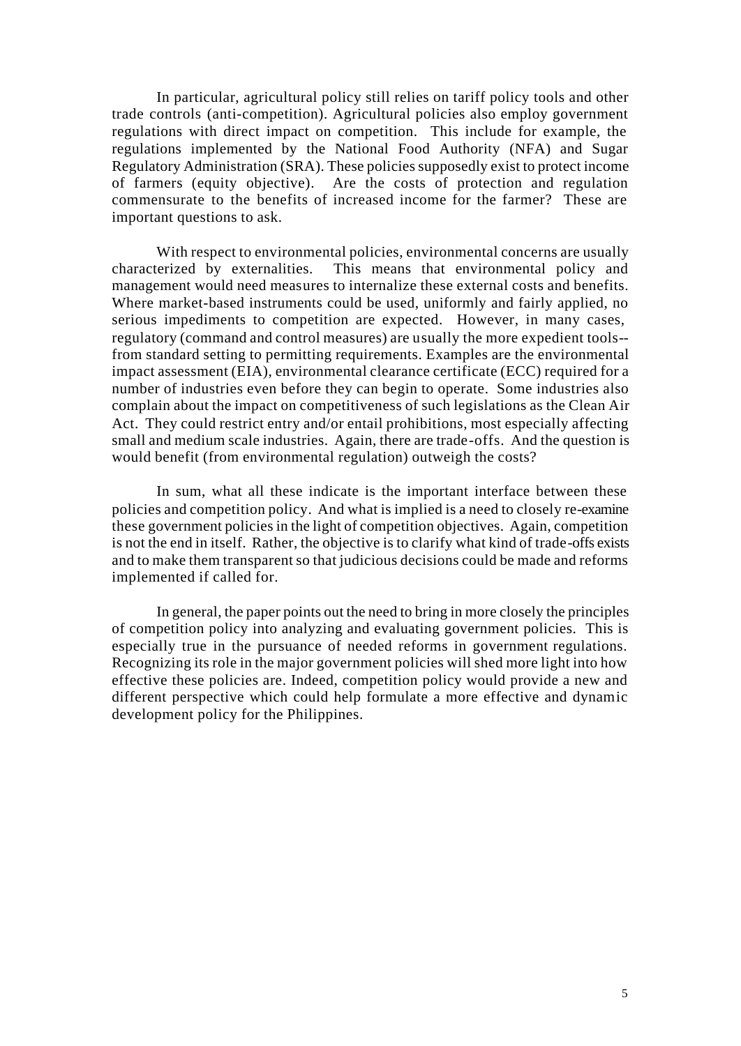In particular, agricultural policy still relies on tariff policy tools and other trade controls (anti-competition). Agricultural policies also employ government regulations with direct impact on competition. This include for example, the regulations implemented by the National Food Authority (NFA) and Sugar Regulatory Administration (SRA). These policies supposedly exist to protect income of farmers (equity objective). Are the costs of protection and regulation commensurate to the benefits of increased income for the farmer? These are important questions to ask.

With respect to environmental policies, environmental concerns are usually characterized by externalities. This means that environmental policy and management would need measures to internalize these external costs and benefits. Where market-based instruments could be used, uniformly and fairly applied, no serious impediments to competition are expected. However, in many cases, regulatory (command and control measures) are usually the more expedient tools--from standard setting to permitting requirements. Examples are the environmental impact assessment (EIA), environmental clearance certificate (ECC) required for a number of industries even before they can begin to operate. Some industries also complain about the impact on competitiveness of such legislations as the Clean Air Act. They could restrict entry and/or entail prohibitions, most especially affecting small and medium scale industries. Again, there are trade-offs. And the question is would benefit (from environmental regulation) outweigh the costs?

In sum, what all these indicate is the important interface between these policies and competition policy. And what is implied is a need to closely re-examine these government policies in the light of competition objectives. Again, competition is not the end in itself. Rather, the objective is to clarify what kind of trade-offs exists and to make them transparent so that judicious decisions could be made and reforms implemented if called for.

In general, the paper points out the need to bring in more closely the principles of competition policy into analyzing and evaluating government policies. This is especially true in the pursuance of needed reforms in government regulations. Recognizing its role in the major government policies will shed more light into how effective these policies are. Indeed, competition policy would provide a new and different perspective which could help formulate a more effective and dynamic development policy for the Philippines.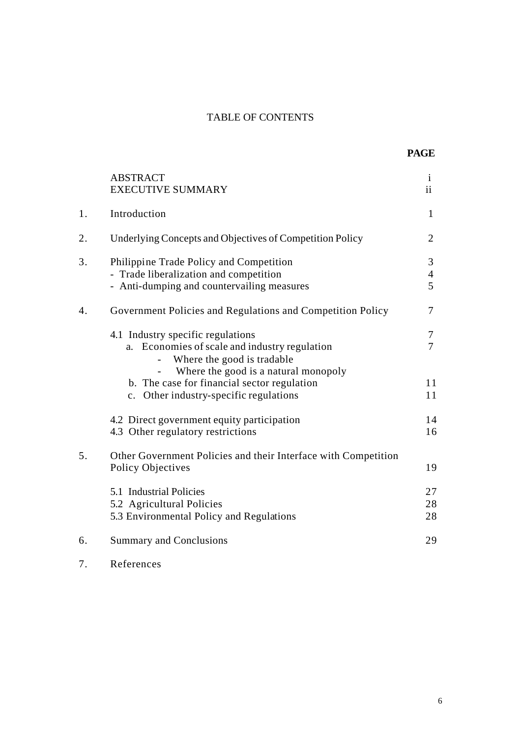# TABLE OF CONTENTS

| | | PAGE |
|---|---|---|
| | ABSTRACT | i |
| | EXECUTIVE SUMMARY | ii |
| 1. | Introduction | 1 |
| 2. | Underlying Concepts and Objectives of Competition Policy | 2 |
| 3. | Philippine Trade Policy and Competition | 3 |
| | - Trade liberalization and competition | 4 |
| | - Anti-dumping and countervailing measures | 5 |
| 4. | Government Policies and Regulations and Competition Policy | 7 |
| | 4.1 Industry specific regulations | 7 |
| | a. Economies of scale and industry regulation | 7 |
| | - Where the good is tradable | |
| | - Where the good is a natural monopoly | |
| | b. The case for financial sector regulation | 11 |
| | c. Other industry-specific regulations | 11 |
| | 4.2 Direct government equity participation | 14 |
| | 4.3 Other regulatory restrictions | 16 |
| 5. | Other Government Policies and their Interface with Competition Policy Objectives | 19 |
| | 5.1 Industrial Policies | 27 |
| | 5.2 Agricultural Policies | 28 |
| | 5.3 Environmental Policy and Regulations | 28 |
| 6. | Summary and Conclusions | 29 |
| 7. | References | |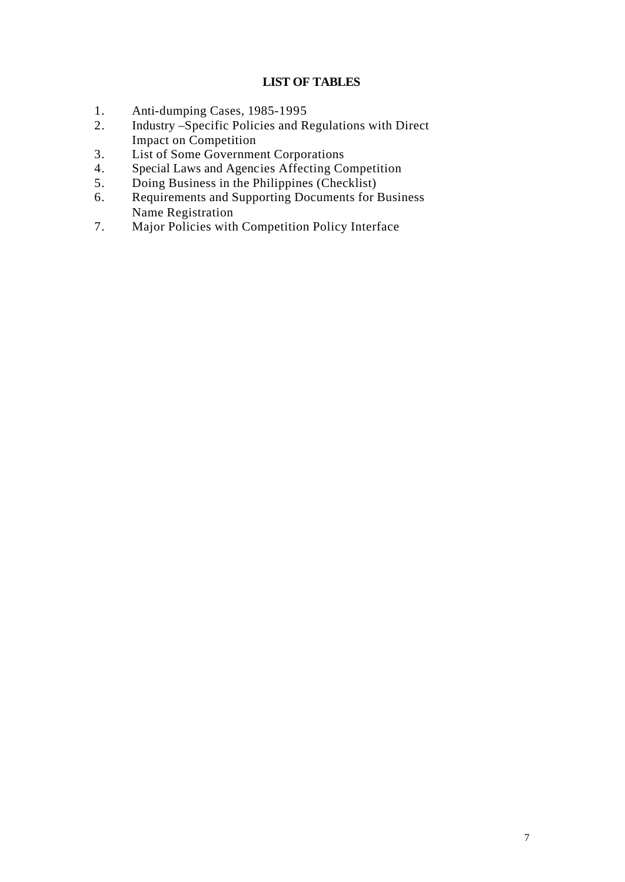## LIST OF TABLES

1. Anti-dumping Cases, 1985-1995
2. Industry –Specific Policies and Regulations with Direct Impact on Competition
3. List of Some Government Corporations
4. Special Laws and Agencies Affecting Competition
5. Doing Business in the Philippines (Checklist)
6. Requirements and Supporting Documents for Business Name Registration
7. Major Policies with Competition Policy Interface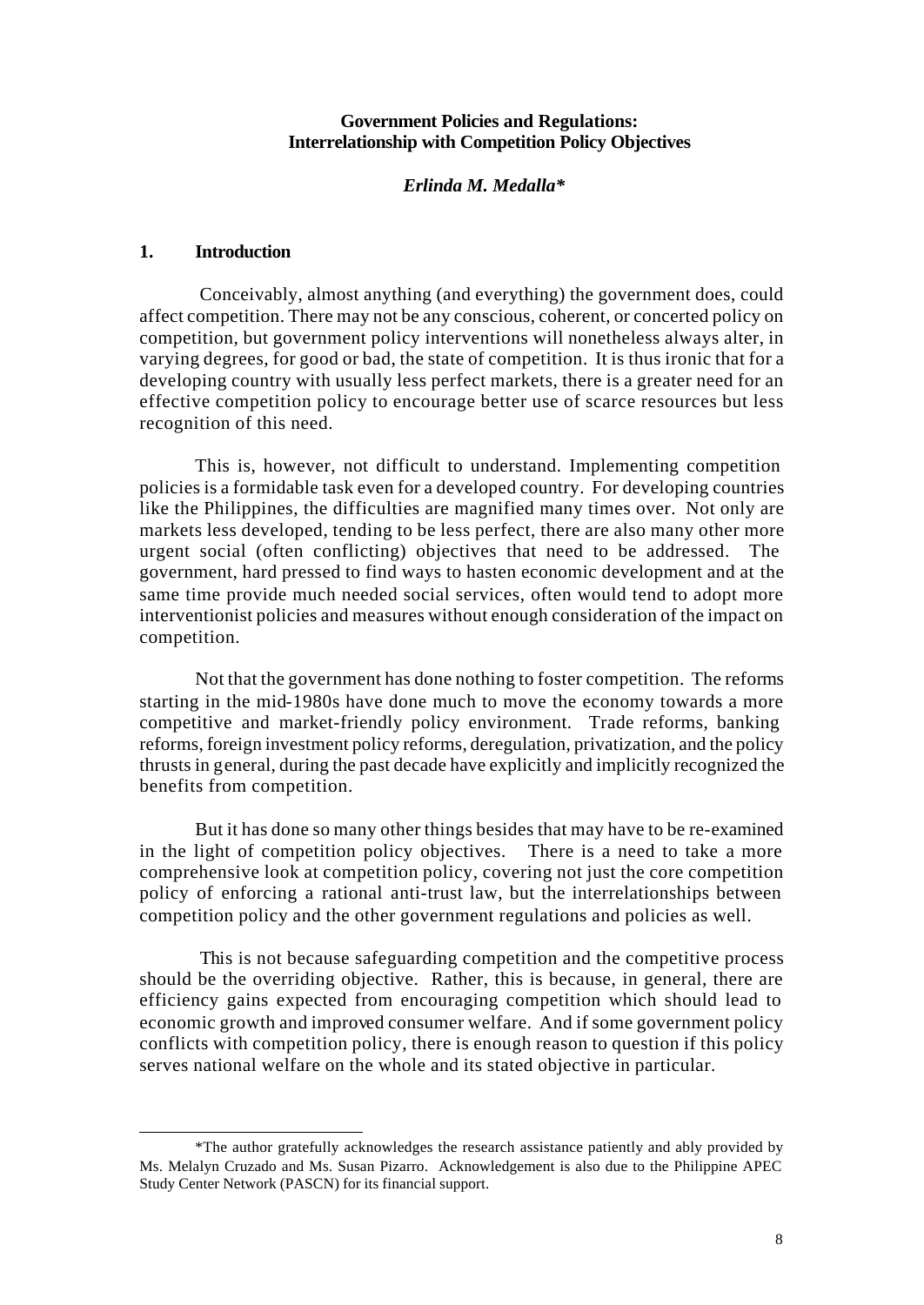# Government Policies and Regulations: Interrelationship with Competition Policy Objectives

***Erlinda M. Medalla****

## 1. Introduction

Conceivably, almost anything (and everything) the government does, could affect competition. There may not be any conscious, coherent, or concerted policy on competition, but government policy interventions will nonetheless always alter, in varying degrees, for good or bad, the state of competition. It is thus ironic that for a developing country with usually less perfect markets, there is a greater need for an effective competition policy to encourage better use of scarce resources but less recognition of this need.

This is, however, not difficult to understand. Implementing competition policies is a formidable task even for a developed country. For developing countries like the Philippines, the difficulties are magnified many times over. Not only are markets less developed, tending to be less perfect, there are also many other more urgent social (often conflicting) objectives that need to be addressed. The government, hard pressed to find ways to hasten economic development and at the same time provide much needed social services, often would tend to adopt more interventionist policies and measures without enough consideration of the impact on competition.

Not that the government has done nothing to foster competition. The reforms starting in the mid-1980s have done much to move the economy towards a more competitive and market-friendly policy environment. Trade reforms, banking reforms, foreign investment policy reforms, deregulation, privatization, and the policy thrusts in general, during the past decade have explicitly and implicitly recognized the benefits from competition.

But it has done so many other things besides that may have to be re-examined in the light of competition policy objectives. There is a need to take a more comprehensive look at competition policy, covering not just the core competition policy of enforcing a rational anti-trust law, but the interrelationships between competition policy and the other government regulations and policies as well.

This is not because safeguarding competition and the competitive process should be the overriding objective. Rather, this is because, in general, there are efficiency gains expected from encouraging competition which should lead to economic growth and improved consumer welfare. And if some government policy conflicts with competition policy, there is enough reason to question if this policy serves national welfare on the whole and its stated objective in particular.

---

*The author gratefully acknowledges the research assistance patiently and ably provided by Ms. Melalyn Cruzado and Ms. Susan Pizarro. Acknowledgement is also due to the Philippine APEC Study Center Network (PASCN) for its financial support.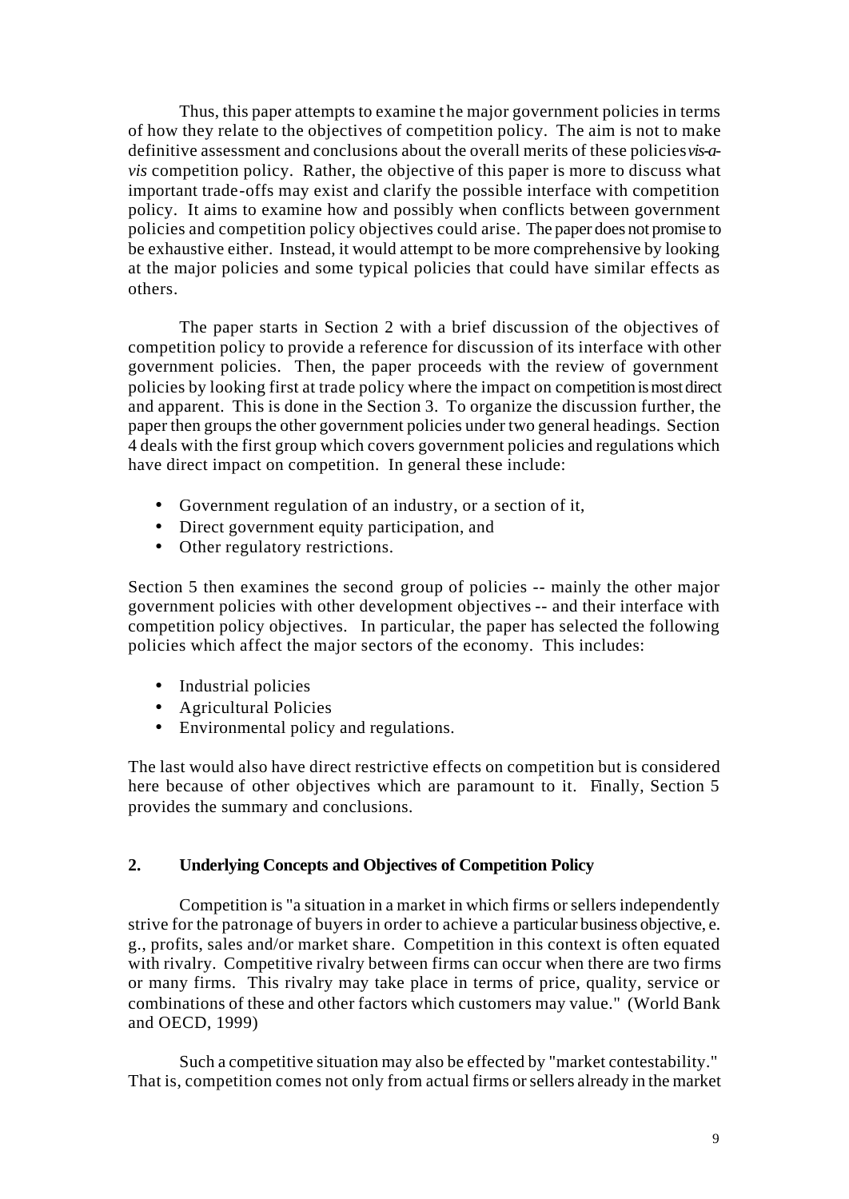Thus, this paper attempts to examine the major government policies in terms of how they relate to the objectives of competition policy. The aim is not to make definitive assessment and conclusions about the overall merits of these policies *vis-a-vis* competition policy. Rather, the objective of this paper is more to discuss what important trade-offs may exist and clarify the possible interface with competition policy. It aims to examine how and possibly when conflicts between government policies and competition policy objectives could arise. The paper does not promise to be exhaustive either. Instead, it would attempt to be more comprehensive by looking at the major policies and some typical policies that could have similar effects as others.

The paper starts in Section 2 with a brief discussion of the objectives of competition policy to provide a reference for discussion of its interface with other government policies. Then, the paper proceeds with the review of government policies by looking first at trade policy where the impact on competition is most direct and apparent. This is done in the Section 3. To organize the discussion further, the paper then groups the other government policies under two general headings. Section 4 deals with the first group which covers government policies and regulations which have direct impact on competition. In general these include:

- Government regulation of an industry, or a section of it,
- Direct government equity participation, and
- Other regulatory restrictions.

Section 5 then examines the second group of policies -- mainly the other major government policies with other development objectives -- and their interface with competition policy objectives. In particular, the paper has selected the following policies which affect the major sectors of the economy. This includes:

- Industrial policies
- Agricultural Policies
- Environmental policy and regulations.

The last would also have direct restrictive effects on competition but is considered here because of other objectives which are paramount to it. Finally, Section 5 provides the summary and conclusions.

## 2. Underlying Concepts and Objectives of Competition Policy

Competition is "a situation in a market in which firms or sellers independently strive for the patronage of buyers in order to achieve a particular business objective, e. g., profits, sales and/or market share. Competition in this context is often equated with rivalry. Competitive rivalry between firms can occur when there are two firms or many firms. This rivalry may take place in terms of price, quality, service or combinations of these and other factors which customers may value." (World Bank and OECD, 1999)

Such a competitive situation may also be effected by "market contestability." That is, competition comes not only from actual firms or sellers already in the market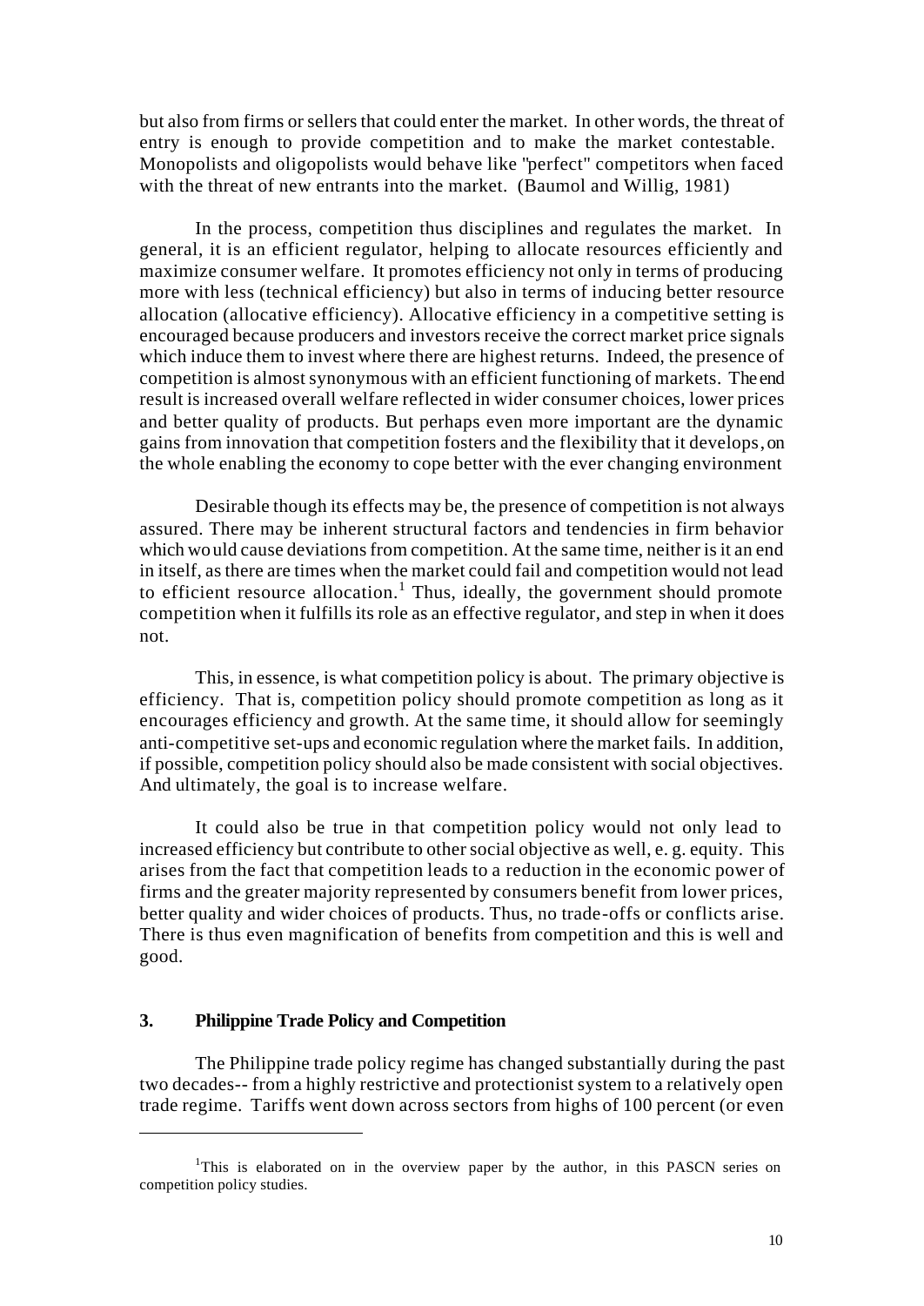but also from firms or sellers that could enter the market. In other words, the threat of entry is enough to provide competition and to make the market contestable. Monopolists and oligopolists would behave like "perfect" competitors when faced with the threat of new entrants into the market. (Baumol and Willig, 1981)

In the process, competition thus disciplines and regulates the market. In general, it is an efficient regulator, helping to allocate resources efficiently and maximize consumer welfare. It promotes efficiency not only in terms of producing more with less (technical efficiency) but also in terms of inducing better resource allocation (allocative efficiency). Allocative efficiency in a competitive setting is encouraged because producers and investors receive the correct market price signals which induce them to invest where there are highest returns. Indeed, the presence of competition is almost synonymous with an efficient functioning of markets. The end result is increased overall welfare reflected in wider consumer choices, lower prices and better quality of products. But perhaps even more important are the dynamic gains from innovation that competition fosters and the flexibility that it develops, on the whole enabling the economy to cope better with the ever changing environment

Desirable though its effects may be, the presence of competition is not always assured. There may be inherent structural factors and tendencies in firm behavior which would cause deviations from competition. At the same time, neither is it an end in itself, as there are times when the market could fail and competition would not lead to efficient resource allocation.[1] Thus, ideally, the government should promote competition when it fulfills its role as an effective regulator, and step in when it does not.

This, in essence, is what competition policy is about. The primary objective is efficiency. That is, competition policy should promote competition as long as it encourages efficiency and growth. At the same time, it should allow for seemingly anti-competitive set-ups and economic regulation where the market fails. In addition, if possible, competition policy should also be made consistent with social objectives. And ultimately, the goal is to increase welfare.

It could also be true in that competition policy would not only lead to increased efficiency but contribute to other social objective as well, e. g. equity. This arises from the fact that competition leads to a reduction in the economic power of firms and the greater majority represented by consumers benefit from lower prices, better quality and wider choices of products. Thus, no trade-offs or conflicts arise. There is thus even magnification of benefits from competition and this is well and good.

## 3. Philippine Trade Policy and Competition

The Philippine trade policy regime has changed substantially during the past two decades-- from a highly restrictive and protectionist system to a relatively open trade regime. Tariffs went down across sectors from highs of 100 percent (or even

---

[1]This is elaborated on in the overview paper by the author, in this PASCN series on competition policy studies.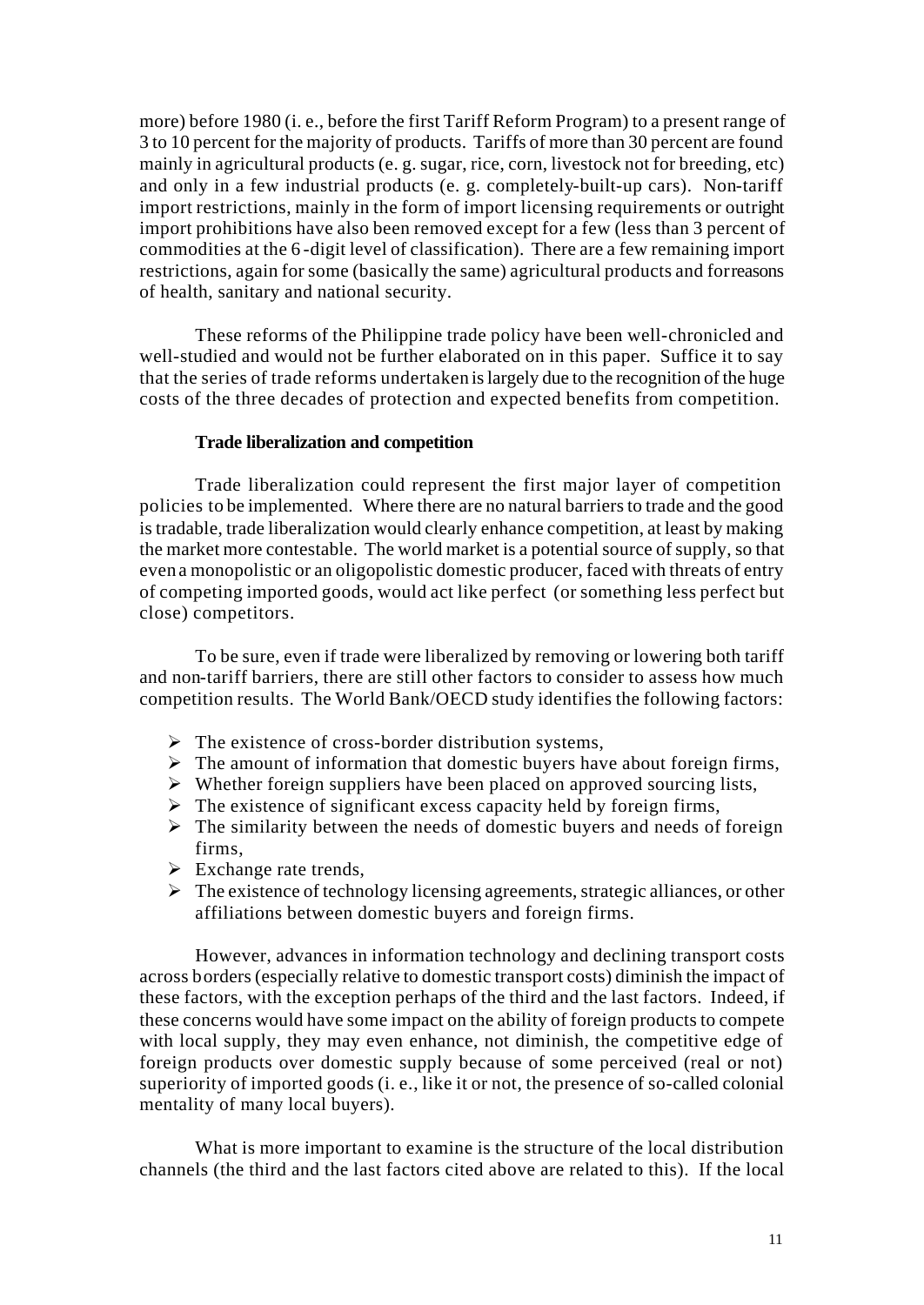more) before 1980 (i. e., before the first Tariff Reform Program) to a present range of 3 to 10 percent for the majority of products. Tariffs of more than 30 percent are found mainly in agricultural products (e. g. sugar, rice, corn, livestock not for breeding, etc) and only in a few industrial products (e. g. completely-built-up cars). Non-tariff import restrictions, mainly in the form of import licensing requirements or outright import prohibitions have also been removed except for a few (less than 3 percent of commodities at the 6-digit level of classification). There are a few remaining import restrictions, again for some (basically the same) agricultural products and for reasons of health, sanitary and national security.

These reforms of the Philippine trade policy have been well-chronicled and well-studied and would not be further elaborated on in this paper. Suffice it to say that the series of trade reforms undertaken is largely due to the recognition of the huge costs of the three decades of protection and expected benefits from competition.

**Trade liberalization and competition**

Trade liberalization could represent the first major layer of competition policies to be implemented. Where there are no natural barriers to trade and the good is tradable, trade liberalization would clearly enhance competition, at least by making the market more contestable. The world market is a potential source of supply, so that even a monopolistic or an oligopolistic domestic producer, faced with threats of entry of competing imported goods, would act like perfect (or something less perfect but close) competitors.

To be sure, even if trade were liberalized by removing or lowering both tariff and non-tariff barriers, there are still other factors to consider to assess how much competition results. The World Bank/OECD study identifies the following factors:

- The existence of cross-border distribution systems,
- The amount of information that domestic buyers have about foreign firms,
- Whether foreign suppliers have been placed on approved sourcing lists,
- The existence of significant excess capacity held by foreign firms,
- The similarity between the needs of domestic buyers and needs of foreign firms,
- Exchange rate trends,
- The existence of technology licensing agreements, strategic alliances, or other affiliations between domestic buyers and foreign firms.

However, advances in information technology and declining transport costs across borders (especially relative to domestic transport costs) diminish the impact of these factors, with the exception perhaps of the third and the last factors. Indeed, if these concerns would have some impact on the ability of foreign products to compete with local supply, they may even enhance, not diminish, the competitive edge of foreign products over domestic supply because of some perceived (real or not) superiority of imported goods (i. e., like it or not, the presence of so-called colonial mentality of many local buyers).

What is more important to examine is the structure of the local distribution channels (the third and the last factors cited above are related to this). If the local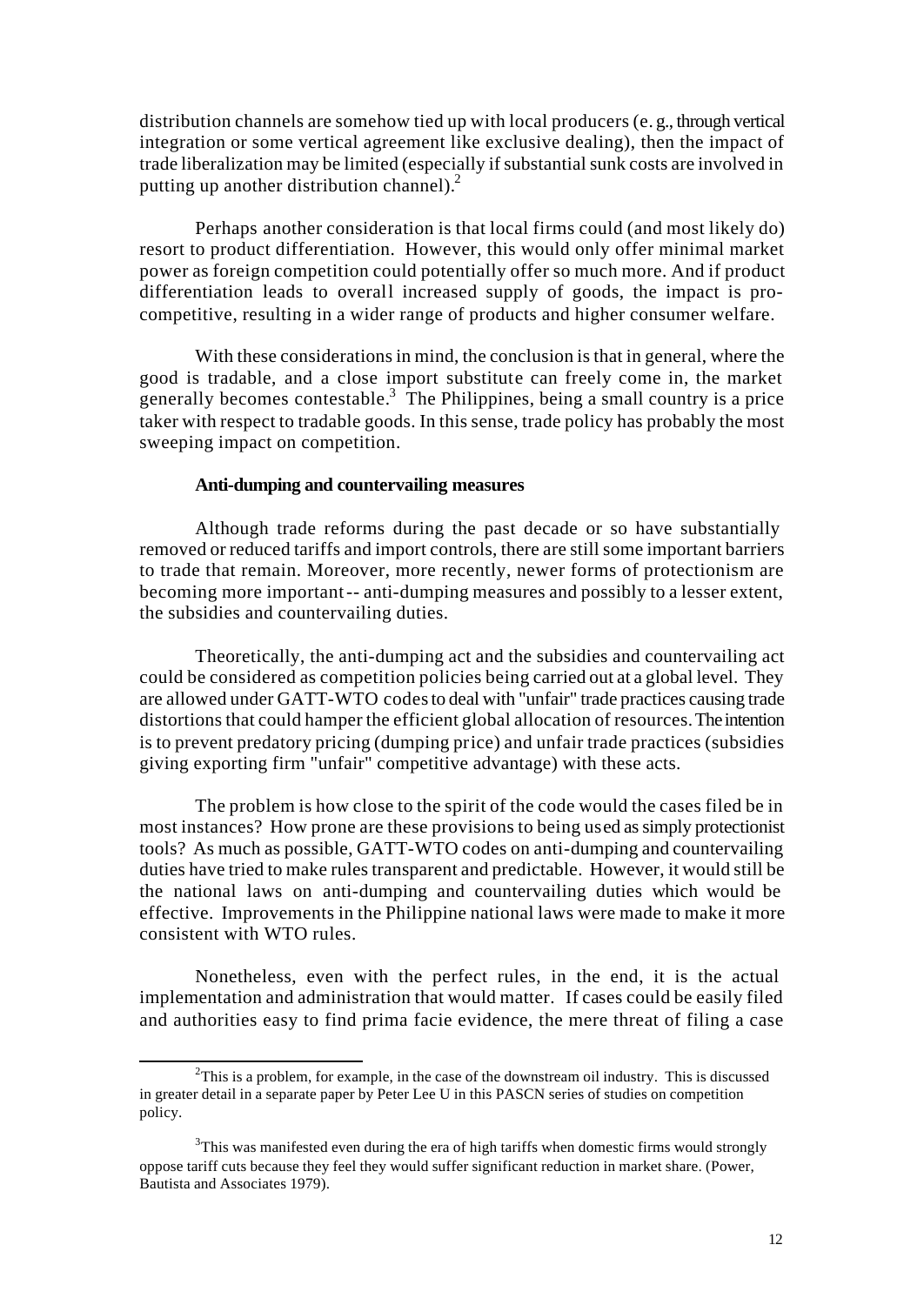distribution channels are somehow tied up with local producers (e. g., through vertical integration or some vertical agreement like exclusive dealing), then the impact of trade liberalization may be limited (especially if substantial sunk costs are involved in putting up another distribution channel).[2]

Perhaps another consideration is that local firms could (and most likely do) resort to product differentiation. However, this would only offer minimal market power as foreign competition could potentially offer so much more. And if product differentiation leads to overall increased supply of goods, the impact is pro-competitive, resulting in a wider range of products and higher consumer welfare.

With these considerations in mind, the conclusion is that in general, where the good is tradable, and a close import substitute can freely come in, the market generally becomes contestable.[3] The Philippines, being a small country is a price taker with respect to tradable goods. In this sense, trade policy has probably the most sweeping impact on competition.

**Anti-dumping and countervailing measures**

Although trade reforms during the past decade or so have substantially removed or reduced tariffs and import controls, there are still some important barriers to trade that remain. Moreover, more recently, newer forms of protectionism are becoming more important -- anti-dumping measures and possibly to a lesser extent, the subsidies and countervailing duties.

Theoretically, the anti-dumping act and the subsidies and countervailing act could be considered as competition policies being carried out at a global level. They are allowed under GATT-WTO codes to deal with "unfair" trade practices causing trade distortions that could hamper the efficient global allocation of resources. The intention is to prevent predatory pricing (dumping price) and unfair trade practices (subsidies giving exporting firm "unfair" competitive advantage) with these acts.

The problem is how close to the spirit of the code would the cases filed be in most instances? How prone are these provisions to being used as simply protectionist tools? As much as possible, GATT-WTO codes on anti-dumping and countervailing duties have tried to make rules transparent and predictable. However, it would still be the national laws on anti-dumping and countervailing duties which would be effective. Improvements in the Philippine national laws were made to make it more consistent with WTO rules.

Nonetheless, even with the perfect rules, in the end, it is the actual implementation and administration that would matter. If cases could be easily filed and authorities easy to find prima facie evidence, the mere threat of filing a case

---

[2] This is a problem, for example, in the case of the downstream oil industry. This is discussed in greater detail in a separate paper by Peter Lee U in this PASCN series of studies on competition policy.

[3] This was manifested even during the era of high tariffs when domestic firms would strongly oppose tariff cuts because they feel they would suffer significant reduction in market share. (Power, Bautista and Associates 1979).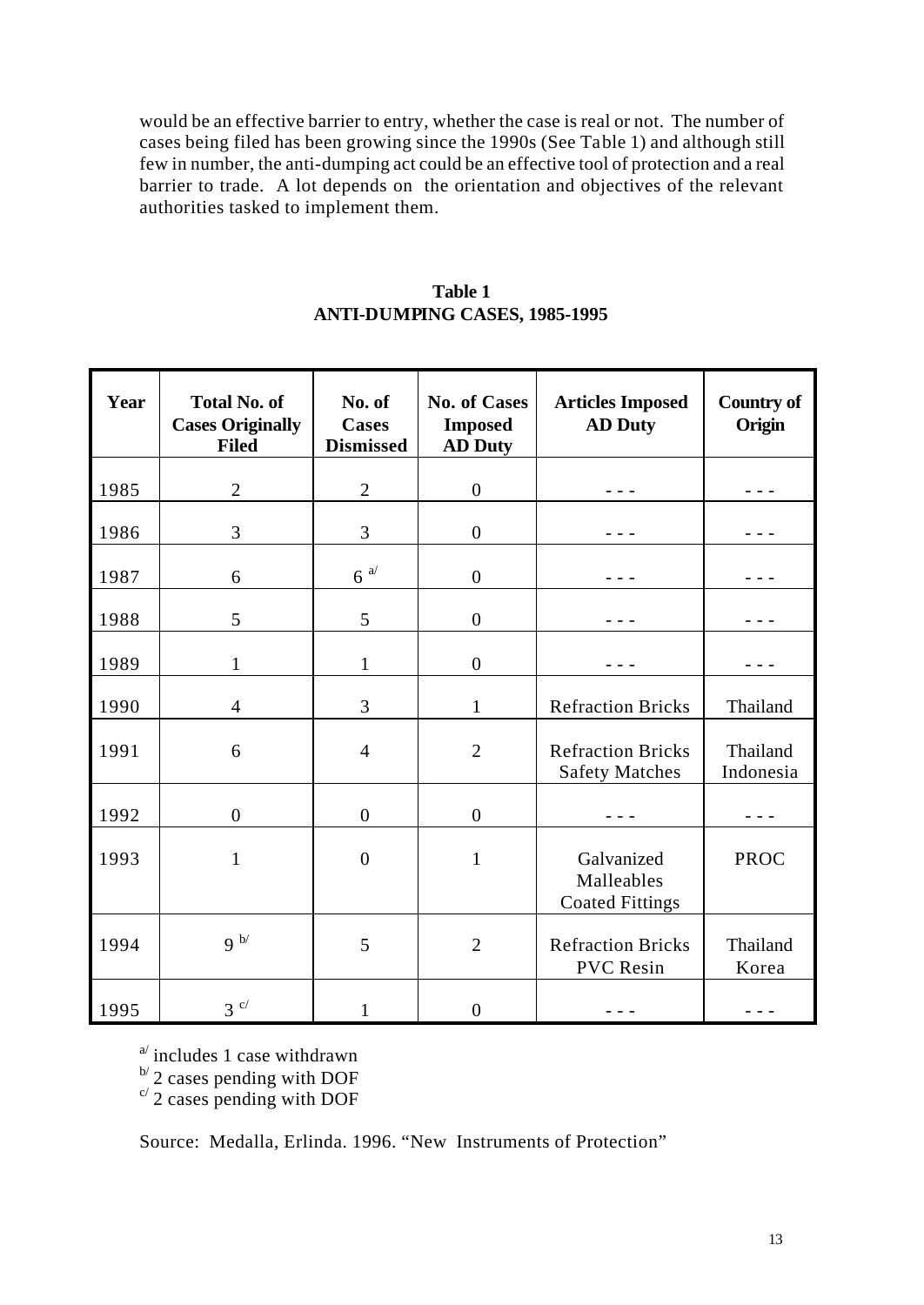would be an effective barrier to entry, whether the case is real or not. The number of cases being filed has been growing since the 1990s (See Table 1) and although still few in number, the anti-dumping act could be an effective tool of protection and a real barrier to trade. A lot depends on the orientation and objectives of the relevant authorities tasked to implement them.

**Table 1**
**ANTI-DUMPING CASES, 1985-1995**

| Year | Total No. of Cases Originally Filed | No. of Cases Dismissed | No. of Cases Imposed AD Duty | Articles Imposed AD Duty | Country of Origin |
|---|---|---|---|---|---|
| 1985 | 2 | 2 | 0 | - - - | - - - |
| 1986 | 3 | 3 | 0 | - - - | - - - |
| 1987 | 6 | 6 [a/] | 0 | - - - | - - - |
| 1988 | 5 | 5 | 0 | - - - | - - - |
| 1989 | 1 | 1 | 0 | - - - | - - - |
| 1990 | 4 | 3 | 1 | Refraction Bricks | Thailand |
| 1991 | 6 | 4 | 2 | Refraction Bricks<br>Safety Matches | Thailand<br>Indonesia |
| 1992 | 0 | 0 | 0 | - - - | - - - |
| 1993 | 1 | 0 | 1 | Galvanized Malleables Coated Fittings | PROC |
| 1994 | 9 [b/] | 5 | 2 | Refraction Bricks<br>PVC Resin | Thailand<br>Korea |
| 1995 | 3 [c/] | 1 | 0 | - - - | - - - |

[a/] includes 1 case withdrawn
[b/] 2 cases pending with DOF
[c/] 2 cases pending with DOF

Source: Medalla, Erlinda. 1996. "New Instruments of Protection"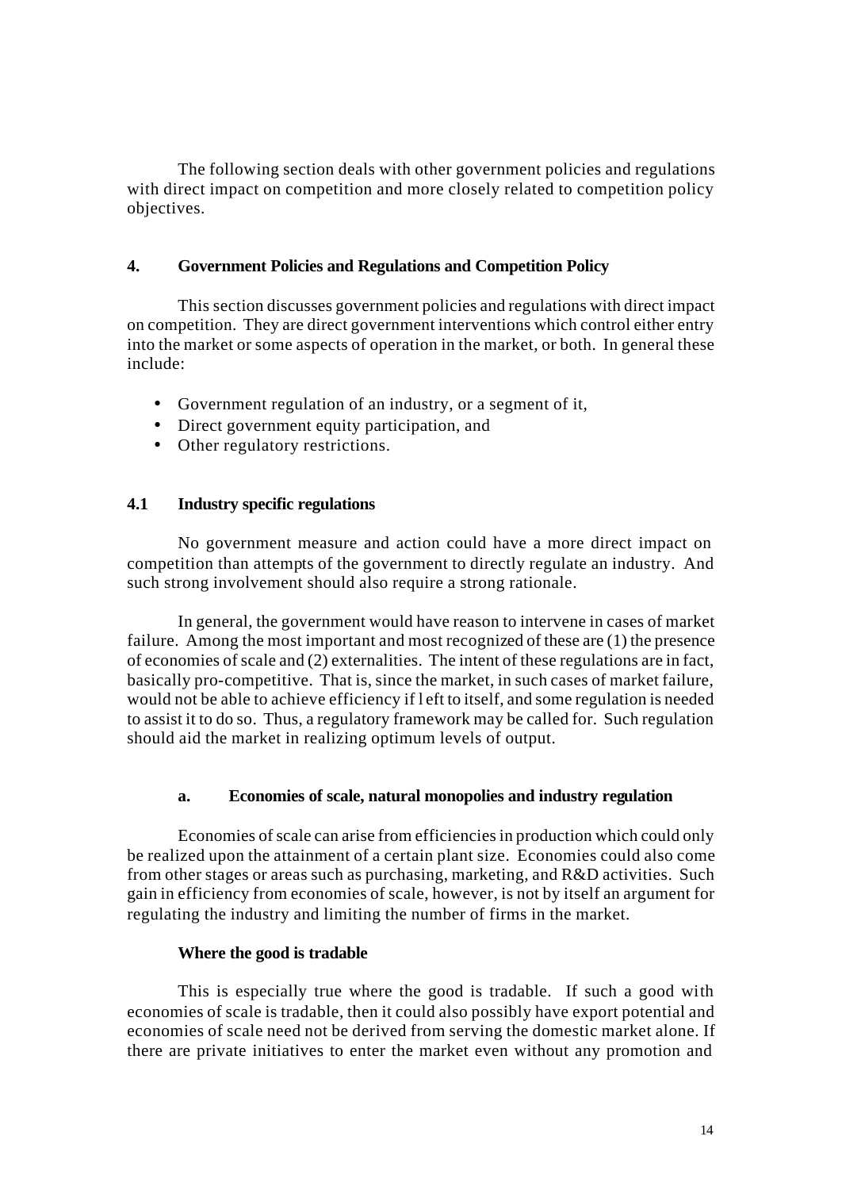The following section deals with other government policies and regulations with direct impact on competition and more closely related to competition policy objectives.

## 4. Government Policies and Regulations and Competition Policy

This section discusses government policies and regulations with direct impact on competition. They are direct government interventions which control either entry into the market or some aspects of operation in the market, or both. In general these include:

- Government regulation of an industry, or a segment of it,
- Direct government equity participation, and
- Other regulatory restrictions.

### 4.1 Industry specific regulations

No government measure and action could have a more direct impact on competition than attempts of the government to directly regulate an industry. And such strong involvement should also require a strong rationale.

In general, the government would have reason to intervene in cases of market failure. Among the most important and most recognized of these are (1) the presence of economies of scale and (2) externalities. The intent of these regulations are in fact, basically pro-competitive. That is, since the market, in such cases of market failure, would not be able to achieve efficiency if left to itself, and some regulation is needed to assist it to do so. Thus, a regulatory framework may be called for. Such regulation should aid the market in realizing optimum levels of output.

#### a. Economies of scale, natural monopolies and industry regulation

Economies of scale can arise from efficiencies in production which could only be realized upon the attainment of a certain plant size. Economies could also come from other stages or areas such as purchasing, marketing, and R&D activities. Such gain in efficiency from economies of scale, however, is not by itself an argument for regulating the industry and limiting the number of firms in the market.

**Where the good is tradable**

This is especially true where the good is tradable. If such a good with economies of scale is tradable, then it could also possibly have export potential and economies of scale need not be derived from serving the domestic market alone. If there are private initiatives to enter the market even without any promotion and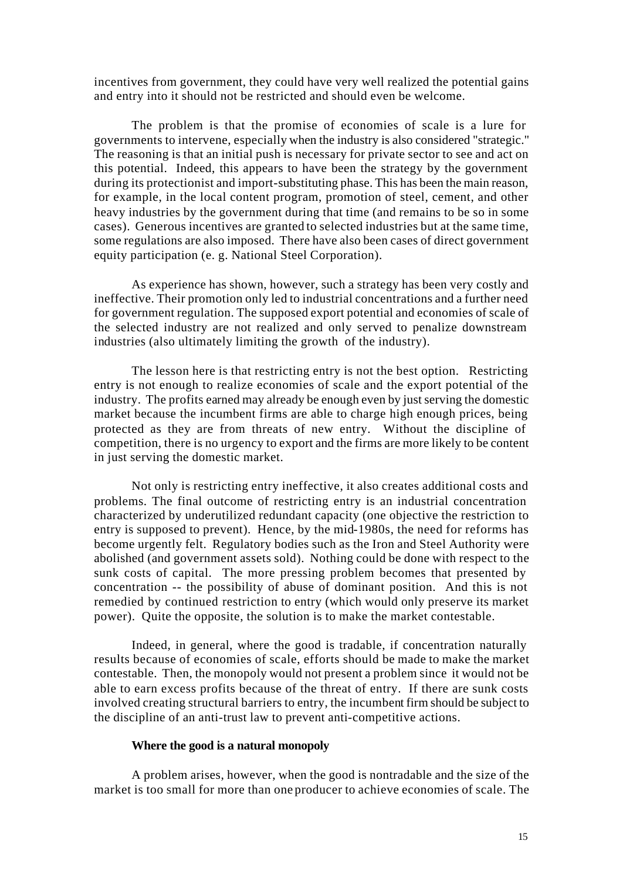incentives from government, they could have very well realized the potential gains and entry into it should not be restricted and should even be welcome.

The problem is that the promise of economies of scale is a lure for governments to intervene, especially when the industry is also considered "strategic." The reasoning is that an initial push is necessary for private sector to see and act on this potential. Indeed, this appears to have been the strategy by the government during its protectionist and import-substituting phase. This has been the main reason, for example, in the local content program, promotion of steel, cement, and other heavy industries by the government during that time (and remains to be so in some cases). Generous incentives are granted to selected industries but at the same time, some regulations are also imposed. There have also been cases of direct government equity participation (e. g. National Steel Corporation).

As experience has shown, however, such a strategy has been very costly and ineffective. Their promotion only led to industrial concentrations and a further need for government regulation. The supposed export potential and economies of scale of the selected industry are not realized and only served to penalize downstream industries (also ultimately limiting the growth of the industry).

The lesson here is that restricting entry is not the best option. Restricting entry is not enough to realize economies of scale and the export potential of the industry. The profits earned may already be enough even by just serving the domestic market because the incumbent firms are able to charge high enough prices, being protected as they are from threats of new entry. Without the discipline of competition, there is no urgency to export and the firms are more likely to be content in just serving the domestic market.

Not only is restricting entry ineffective, it also creates additional costs and problems. The final outcome of restricting entry is an industrial concentration characterized by underutilized redundant capacity (one objective the restriction to entry is supposed to prevent). Hence, by the mid-1980s, the need for reforms has become urgently felt. Regulatory bodies such as the Iron and Steel Authority were abolished (and government assets sold). Nothing could be done with respect to the sunk costs of capital. The more pressing problem becomes that presented by concentration -- the possibility of abuse of dominant position. And this is not remedied by continued restriction to entry (which would only preserve its market power). Quite the opposite, the solution is to make the market contestable.

Indeed, in general, where the good is tradable, if concentration naturally results because of economies of scale, efforts should be made to make the market contestable. Then, the monopoly would not present a problem since it would not be able to earn excess profits because of the threat of entry. If there are sunk costs involved creating structural barriers to entry, the incumbent firm should be subject to the discipline of an anti-trust law to prevent anti-competitive actions.

**Where the good is a natural monopoly**

A problem arises, however, when the good is nontradable and the size of the market is too small for more than one producer to achieve economies of scale. The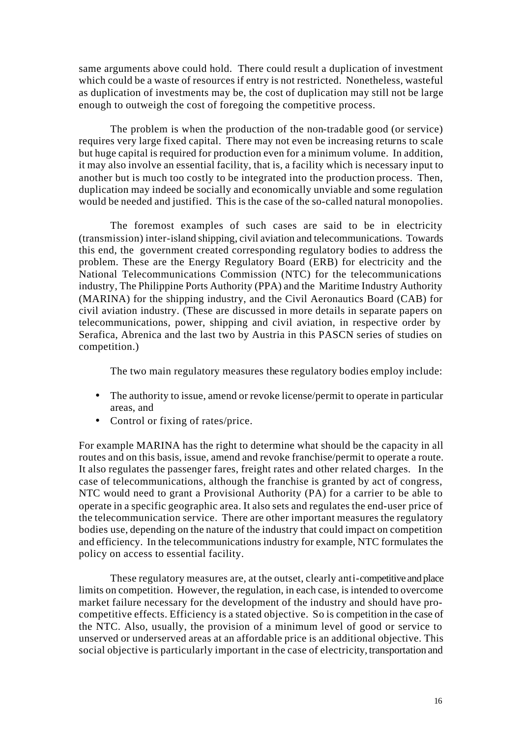same arguments above could hold. There could result a duplication of investment which could be a waste of resources if entry is not restricted. Nonetheless, wasteful as duplication of investments may be, the cost of duplication may still not be large enough to outweigh the cost of foregoing the competitive process.

The problem is when the production of the non-tradable good (or service) requires very large fixed capital. There may not even be increasing returns to scale but huge capital is required for production even for a minimum volume. In addition, it may also involve an essential facility, that is, a facility which is necessary input to another but is much too costly to be integrated into the production process. Then, duplication may indeed be socially and economically unviable and some regulation would be needed and justified. This is the case of the so-called natural monopolies.

The foremost examples of such cases are said to be in electricity (transmission) inter-island shipping, civil aviation and telecommunications. Towards this end, the government created corresponding regulatory bodies to address the problem. These are the Energy Regulatory Board (ERB) for electricity and the National Telecommunications Commission (NTC) for the telecommunications industry, The Philippine Ports Authority (PPA) and the Maritime Industry Authority (MARINA) for the shipping industry, and the Civil Aeronautics Board (CAB) for civil aviation industry. (These are discussed in more details in separate papers on telecommunications, power, shipping and civil aviation, in respective order by Serafica, Abrenica and the last two by Austria in this PASCN series of studies on competition.)

The two main regulatory measures these regulatory bodies employ include:

- The authority to issue, amend or revoke license/permit to operate in particular areas, and
- Control or fixing of rates/price.

For example MARINA has the right to determine what should be the capacity in all routes and on this basis, issue, amend and revoke franchise/permit to operate a route. It also regulates the passenger fares, freight rates and other related charges. In the case of telecommunications, although the franchise is granted by act of congress, NTC would need to grant a Provisional Authority (PA) for a carrier to be able to operate in a specific geographic area. It also sets and regulates the end-user price of the telecommunication service. There are other important measures the regulatory bodies use, depending on the nature of the industry that could impact on competition and efficiency. In the telecommunications industry for example, NTC formulates the policy on access to essential facility.

These regulatory measures are, at the outset, clearly anti-competitive and place limits on competition. However, the regulation, in each case, is intended to overcome market failure necessary for the development of the industry and should have pro-competitive effects. Efficiency is a stated objective. So is competition in the case of the NTC. Also, usually, the provision of a minimum level of good or service to unserved or underserved areas at an affordable price is an additional objective. This social objective is particularly important in the case of electricity, transportation and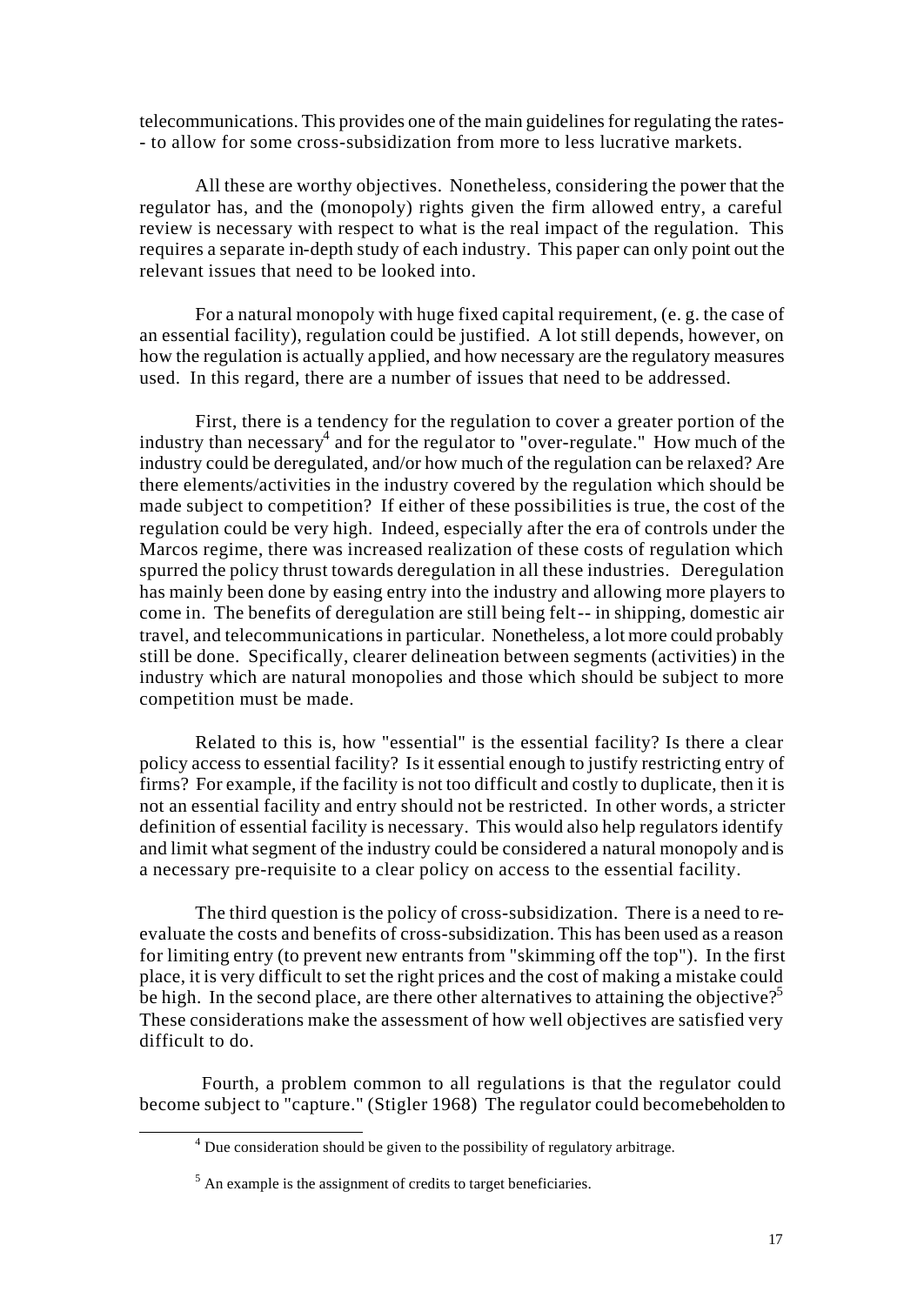telecommunications. This provides one of the main guidelines for regulating the rates-- to allow for some cross-subsidization from more to less lucrative markets.

All these are worthy objectives. Nonetheless, considering the power that the regulator has, and the (monopoly) rights given the firm allowed entry, a careful review is necessary with respect to what is the real impact of the regulation. This requires a separate in-depth study of each industry. This paper can only point out the relevant issues that need to be looked into.

For a natural monopoly with huge fixed capital requirement, (e. g. the case of an essential facility), regulation could be justified. A lot still depends, however, on how the regulation is actually applied, and how necessary are the regulatory measures used. In this regard, there are a number of issues that need to be addressed.

First, there is a tendency for the regulation to cover a greater portion of the industry than necessary[4] and for the regulator to "over-regulate." How much of the industry could be deregulated, and/or how much of the regulation can be relaxed? Are there elements/activities in the industry covered by the regulation which should be made subject to competition? If either of these possibilities is true, the cost of the regulation could be very high. Indeed, especially after the era of controls under the Marcos regime, there was increased realization of these costs of regulation which spurred the policy thrust towards deregulation in all these industries. Deregulation has mainly been done by easing entry into the industry and allowing more players to come in. The benefits of deregulation are still being felt-- in shipping, domestic air travel, and telecommunications in particular. Nonetheless, a lot more could probably still be done. Specifically, clearer delineation between segments (activities) in the industry which are natural monopolies and those which should be subject to more competition must be made.

Related to this is, how "essential" is the essential facility? Is there a clear policy access to essential facility? Is it essential enough to justify restricting entry of firms? For example, if the facility is not too difficult and costly to duplicate, then it is not an essential facility and entry should not be restricted. In other words, a stricter definition of essential facility is necessary. This would also help regulators identify and limit what segment of the industry could be considered a natural monopoly and is a necessary pre-requisite to a clear policy on access to the essential facility.

The third question is the policy of cross-subsidization. There is a need to re-evaluate the costs and benefits of cross-subsidization. This has been used as a reason for limiting entry (to prevent new entrants from "skimming off the top"). In the first place, it is very difficult to set the right prices and the cost of making a mistake could be high. In the second place, are there other alternatives to attaining the objective?[5] These considerations make the assessment of how well objectives are satisfied very difficult to do.

Fourth, a problem common to all regulations is that the regulator could become subject to "capture." (Stigler 1968) The regulator could become beholden to

[4] Due consideration should be given to the possibility of regulatory arbitrage.

[5] An example is the assignment of credits to target beneficiaries.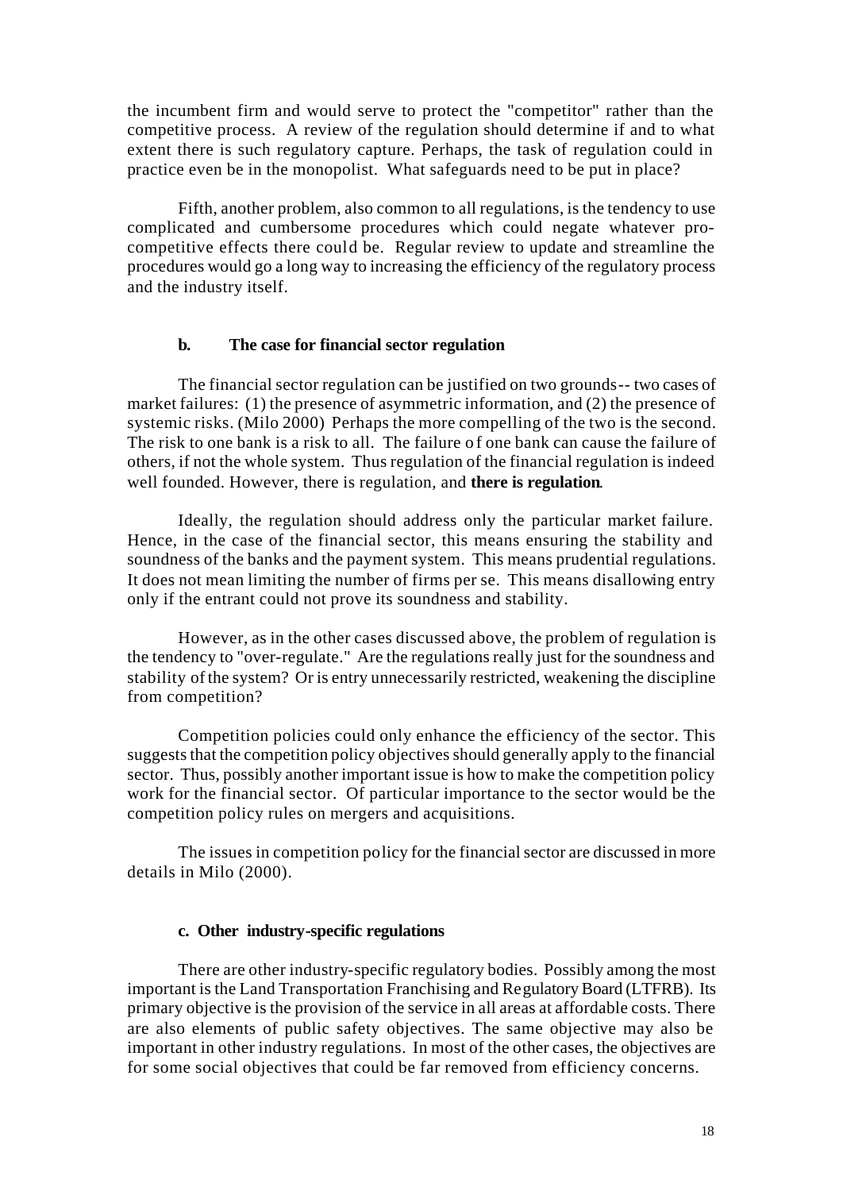the incumbent firm and would serve to protect the "competitor" rather than the competitive process. A review of the regulation should determine if and to what extent there is such regulatory capture. Perhaps, the task of regulation could in practice even be in the monopolist. What safeguards need to be put in place?

Fifth, another problem, also common to all regulations, is the tendency to use complicated and cumbersome procedures which could negate whatever pro-competitive effects there could be. Regular review to update and streamline the procedures would go a long way to increasing the efficiency of the regulatory process and the industry itself.

### b. The case for financial sector regulation

The financial sector regulation can be justified on two grounds-- two cases of market failures: (1) the presence of asymmetric information, and (2) the presence of systemic risks. (Milo 2000) Perhaps the more compelling of the two is the second. The risk to one bank is a risk to all. The failure of one bank can cause the failure of others, if not the whole system. Thus regulation of the financial regulation is indeed well founded. However, there is regulation, and **there is regulation**.

Ideally, the regulation should address only the particular market failure. Hence, in the case of the financial sector, this means ensuring the stability and soundness of the banks and the payment system. This means prudential regulations. It does not mean limiting the number of firms per se. This means disallowing entry only if the entrant could not prove its soundness and stability.

However, as in the other cases discussed above, the problem of regulation is the tendency to "over-regulate." Are the regulations really just for the soundness and stability of the system? Or is entry unnecessarily restricted, weakening the discipline from competition?

Competition policies could only enhance the efficiency of the sector. This suggests that the competition policy objectives should generally apply to the financial sector. Thus, possibly another important issue is how to make the competition policy work for the financial sector. Of particular importance to the sector would be the competition policy rules on mergers and acquisitions.

The issues in competition policy for the financial sector are discussed in more details in Milo (2000).

### c. Other industry-specific regulations

There are other industry-specific regulatory bodies. Possibly among the most important is the Land Transportation Franchising and Regulatory Board (LTFRB). Its primary objective is the provision of the service in all areas at affordable costs. There are also elements of public safety objectives. The same objective may also be important in other industry regulations. In most of the other cases, the objectives are for some social objectives that could be far removed from efficiency concerns.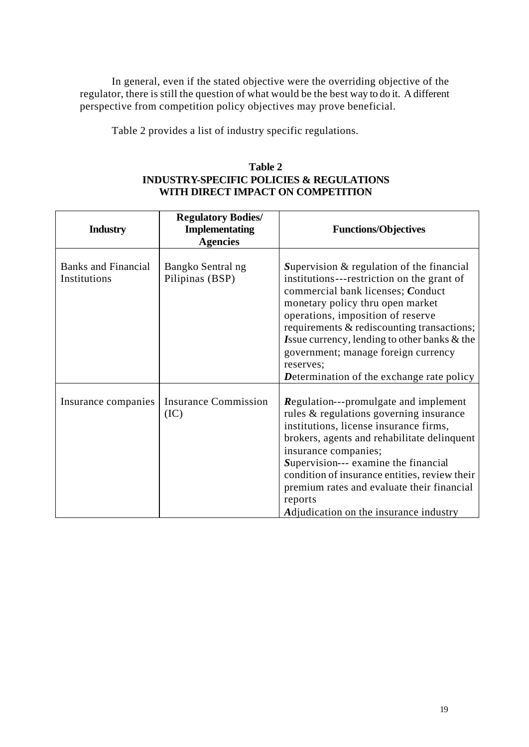In general, even if the stated objective were the overriding objective of the regulator, there is still the question of what would be the best way to do it. A different perspective from competition policy objectives may prove beneficial.

Table 2 provides a list of industry specific regulations.

**Table 2**
**INDUSTRY-SPECIFIC POLICIES & REGULATIONS WITH DIRECT IMPACT ON COMPETITION**

| Industry | Regulatory Bodies/ Implementating Agencies | Functions/Objectives |
|---|---|---|
| Banks and Financial Institutions | Bangko Sentral ng Pilipinas (BSP) | ***S***upervision & regulation of the financial institutions---restriction on the grant of commercial bank licenses; ***C***onduct monetary policy thru open market operations, imposition of reserve requirements & rediscounting transactions; ***I***ssue currency, lending to other banks & the government; manage foreign currency reserves; ***D***etermination of the exchange rate policy |
| Insurance companies | Insurance Commission (IC) | ***R***egulation---promulgate and implement rules & regulations governing insurance institutions, license insurance firms, brokers, agents and rehabilitate delinquent insurance companies; ***S***upervision--- examine the financial condition of insurance entities, review their premium rates and evaluate their financial reports ***A***djudication on the insurance industry |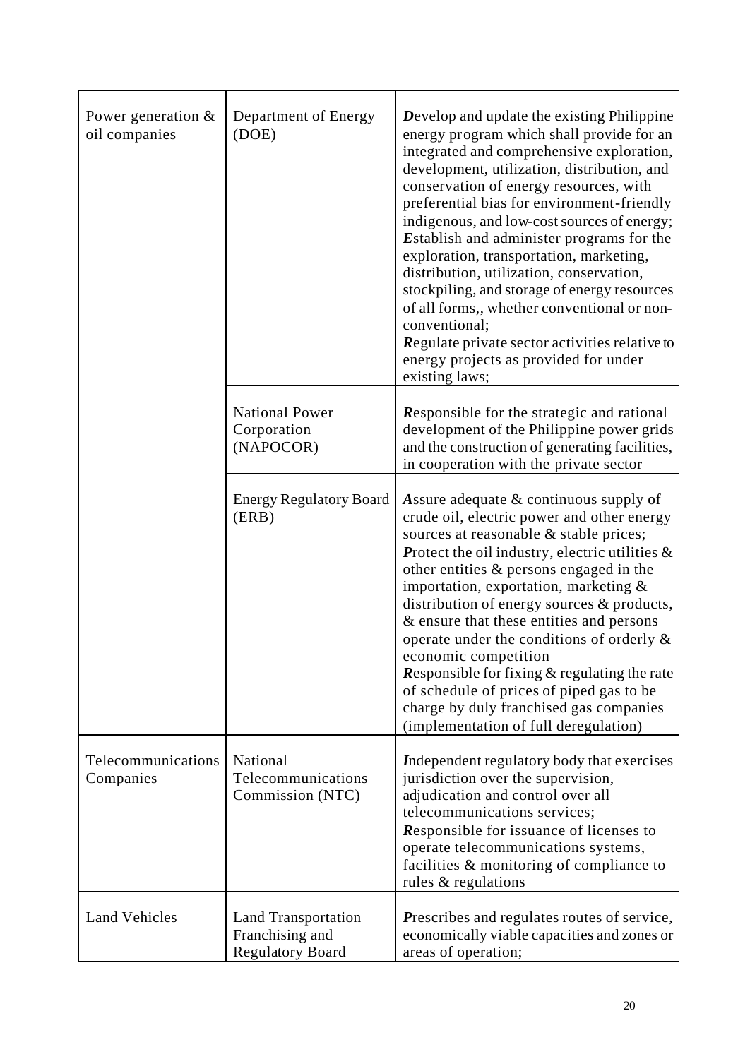| | | |
|---|---|---|
| Power generation & oil companies | Department of Energy (DOE) | ***D***evelop and update the existing Philippine energy program which shall provide for an integrated and comprehensive exploration, development, utilization, distribution, and conservation of energy resources, with preferential bias for environment-friendly indigenous, and low-cost sources of energy; ***E***stablish and administer programs for the exploration, transportation, marketing, distribution, utilization, conservation, stockpiling, and storage of energy resources of all forms,, whether conventional or non-conventional; ***R***egulate private sector activities relative to energy projects as provided for under existing laws; |
| | National Power Corporation (NAPOCOR) | ***R***esponsible for the strategic and rational development of the Philippine power grids and the construction of generating facilities, in cooperation with the private sector |
| | Energy Regulatory Board (ERB) | ***A***ssure adequate & continuous supply of crude oil, electric power and other energy sources at reasonable & stable prices; ***P***rotect the oil industry, electric utilities & other entities & persons engaged in the importation, exportation, marketing & distribution of energy sources & products, & ensure that these entities and persons operate under the conditions of orderly & economic competition ***R***esponsible for fixing & regulating the rate of schedule of prices of piped gas to be charge by duly franchised gas companies (implementation of full deregulation) |
| Telecommunications Companies | National Telecommunications Commission (NTC) | ***I***ndependent regulatory body that exercises jurisdiction over the supervision, adjudication and control over all telecommunications services; ***R***esponsible for issuance of licenses to operate telecommunications systems, facilities & monitoring of compliance to rules & regulations |
| Land Vehicles | Land Transportation Franchising and Regulatory Board | ***P***rescribes and regulates routes of service, economically viable capacities and zones or areas of operation; |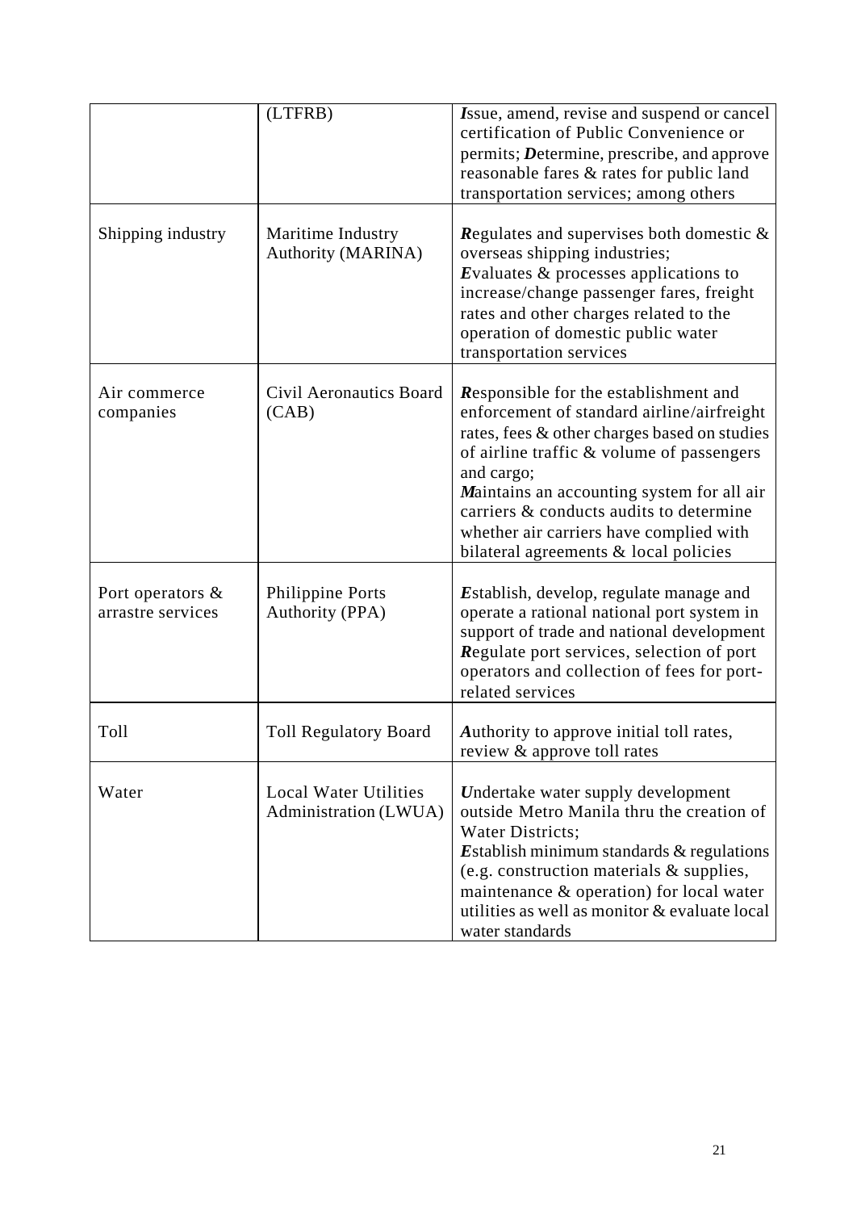|  | (LTFRB) | ***I***ssue, amend, revise and suspend or cancel certification of Public Convenience or permits; ***D***etermine, prescribe, and approve reasonable fares & rates for public land transportation services; among others |
| --- | --- | --- |
| Shipping industry | Maritime Industry Authority (MARINA) | ***R***egulates and supervises both domestic & overseas shipping industries;<br>***E***valuates & processes applications to increase/change passenger fares, freight rates and other charges related to the operation of domestic public water transportation services |
| Air commerce companies | Civil Aeronautics Board (CAB) | ***R***esponsible for the establishment and enforcement of standard airline/airfreight rates, fees & other charges based on studies of airline traffic & volume of passengers and cargo;<br>***M***aintains an accounting system for all air carriers & conducts audits to determine whether air carriers have complied with bilateral agreements & local policies |
| Port operators & arrastre services | Philippine Ports Authority (PPA) | ***E***stablish, develop, regulate manage and operate a rational national port system in support of trade and national development<br>***R***egulate port services, selection of port operators and collection of fees for port-related services |
| Toll | Toll Regulatory Board | ***A***uthority to approve initial toll rates, review & approve toll rates |
| Water | Local Water Utilities Administration (LWUA) | ***U***ndertake water supply development outside Metro Manila thru the creation of Water Districts;<br>***E***stablish minimum standards & regulations (e.g. construction materials & supplies, maintenance & operation) for local water utilities as well as monitor & evaluate local water standards |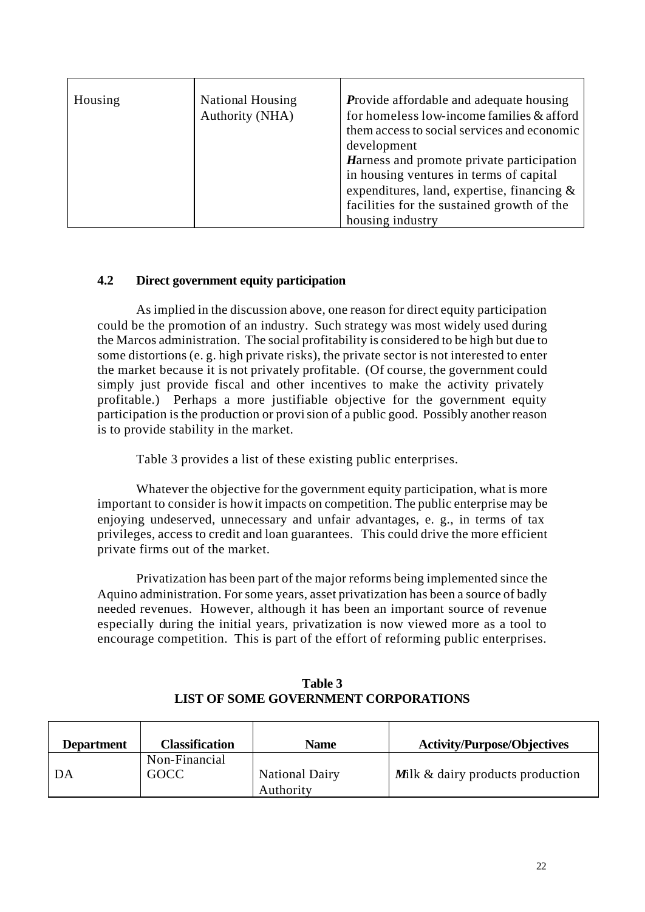| Housing | National Housing Authority (NHA) | ***P***rovide affordable and adequate housing for homeless low-income families & afford them access to social services and economic development<br>***H***arness and promote private participation in housing ventures in terms of capital expenditures, land, expertise, financing & facilities for the sustained growth of the housing industry |
|---|---|---|

### 4.2 Direct government equity participation

As implied in the discussion above, one reason for direct equity participation could be the promotion of an industry. Such strategy was most widely used during the Marcos administration. The social profitability is considered to be high but due to some distortions (e. g. high private risks), the private sector is not interested to enter the market because it is not privately profitable. (Of course, the government could simply just provide fiscal and other incentives to make the activity privately profitable.) Perhaps a more justifiable objective for the government equity participation is the production or provi sion of a public good. Possibly another reason is to provide stability in the market.

Table 3 provides a list of these existing public enterprises.

Whatever the objective for the government equity participation, what is more important to consider is how it impacts on competition. The public enterprise may be enjoying undeserved, unnecessary and unfair advantages, e. g., in terms of tax privileges, access to credit and loan guarantees. This could drive the more efficient private firms out of the market.

Privatization has been part of the major reforms being implemented since the Aquino administration. For some years, asset privatization has been a source of badly needed revenues. However, although it has been an important source of revenue especially during the initial years, privatization is now viewed more as a tool to encourage competition. This is part of the effort of reforming public enterprises.

**Table 3**
**LIST OF SOME GOVERNMENT CORPORATIONS**

| Department | Classification | Name | Activity/Purpose/Objectives |
|---|---|---|---|
| DA | Non-Financial GOCC | National Dairy Authority | ***M***ilk & dairy products production |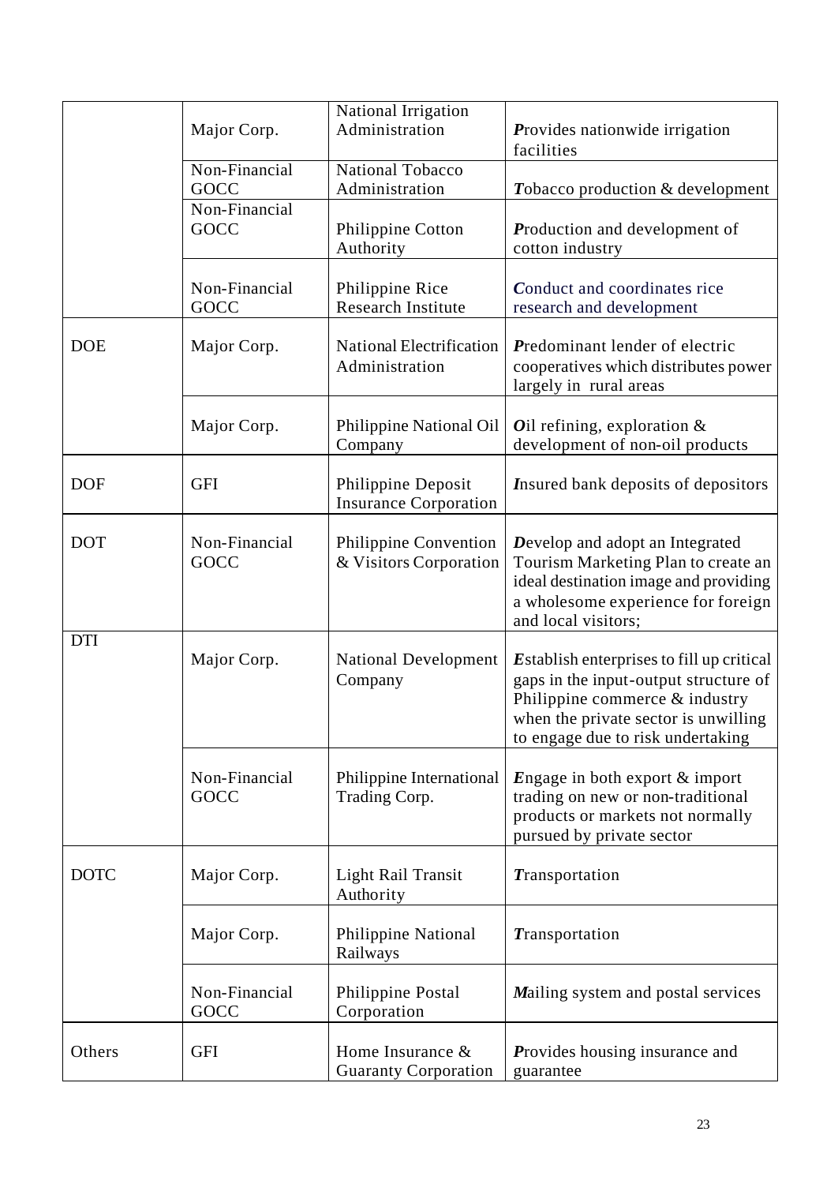| | | | |
|---|---|---|---|
| | Major Corp. | National Irrigation Administration | ***P***rovides nationwide irrigation facilities |
| | Non-Financial GOCC | National Tobacco Administration | ***T***obacco production & development |
| | Non-Financial GOCC | Philippine Cotton Authority | ***P***roduction and development of cotton industry |
| | Non-Financial GOCC | Philippine Rice Research Institute | ***C***onduct and coordinates rice research and development |
| DOE | Major Corp. | National Electrification Administration | ***P***redominant lender of electric cooperatives which distributes power largely in rural areas |
| | Major Corp. | Philippine National Oil Company | ***O***il refining, exploration & development of non-oil products |
| DOF | GFI | Philippine Deposit Insurance Corporation | ***I***nsured bank deposits of depositors |
| DOT | Non-Financial GOCC | Philippine Convention & Visitors Corporation | ***D***evelop and adopt an Integrated Tourism Marketing Plan to create an ideal destination image and providing a wholesome experience for foreign and local visitors; |
| DTI | Major Corp. | National Development Company | ***E***stablish enterprises to fill up critical gaps in the input-output structure of Philippine commerce & industry when the private sector is unwilling to engage due to risk undertaking |
| | Non-Financial GOCC | Philippine International Trading Corp. | ***E***ngage in both export & import trading on new or non-traditional products or markets not normally pursued by private sector |
| DOTC | Major Corp. | Light Rail Transit Authority | ***T***ransportation |
| | Major Corp. | Philippine National Railways | ***T***ransportation |
| | Non-Financial GOCC | Philippine Postal Corporation | ***M***ailing system and postal services |
| Others | GFI | Home Insurance & Guaranty Corporation | ***P***rovides housing insurance and guarantee |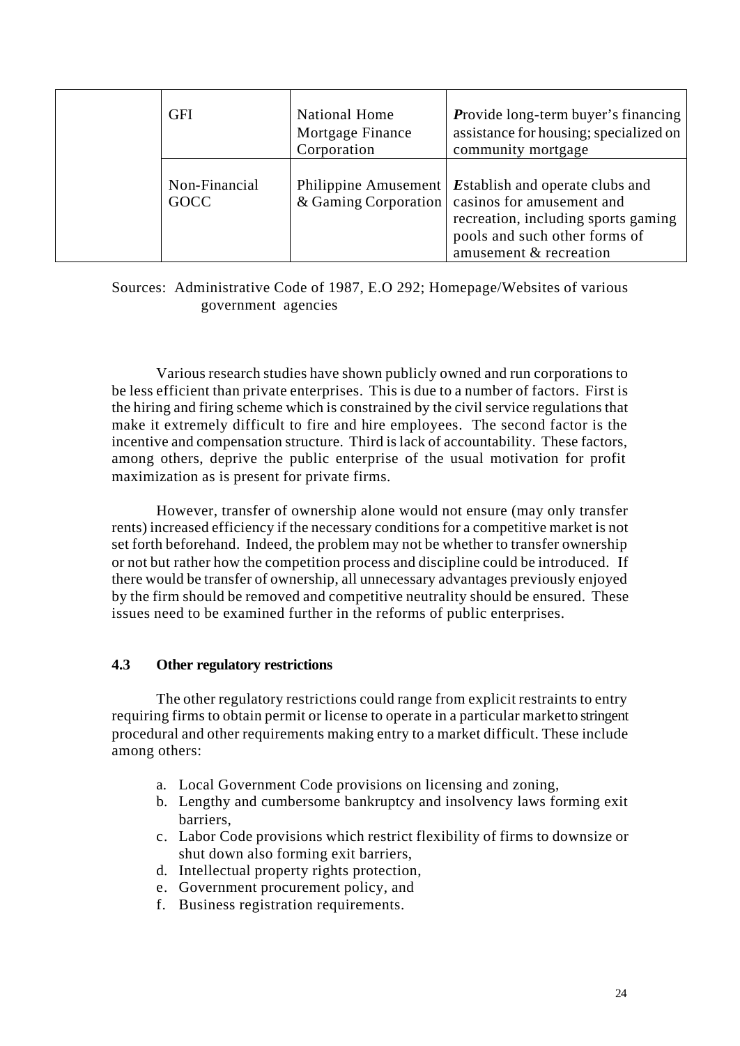|  | GFI | National Home Mortgage Finance Corporation | ***P**rovide long-term buyer's financing assistance for housing; specialized on community mortgage* |
|---|---|---|---|
|  | Non-Financial GOCC | Philippine Amusement & Gaming Corporation | ***E**stablish and operate clubs and casinos for amusement and recreation, including sports gaming pools and such other forms of amusement & recreation* |

Sources: Administrative Code of 1987, E.O 292; Homepage/Websites of various government agencies

Various research studies have shown publicly owned and run corporations to be less efficient than private enterprises. This is due to a number of factors. First is the hiring and firing scheme which is constrained by the civil service regulations that make it extremely difficult to fire and hire employees. The second factor is the incentive and compensation structure. Third is lack of accountability. These factors, among others, deprive the public enterprise of the usual motivation for profit maximization as is present for private firms.

However, transfer of ownership alone would not ensure (may only transfer rents) increased efficiency if the necessary conditions for a competitive market is not set forth beforehand. Indeed, the problem may not be whether to transfer ownership or not but rather how the competition process and discipline could be introduced. If there would be transfer of ownership, all unnecessary advantages previously enjoyed by the firm should be removed and competitive neutrality should be ensured. These issues need to be examined further in the reforms of public enterprises.

### 4.3 Other regulatory restrictions

The other regulatory restrictions could range from explicit restraints to entry requiring firms to obtain permit or license to operate in a particular market to stringent procedural and other requirements making entry to a market difficult. These include among others:

a. Local Government Code provisions on licensing and zoning,
b. Lengthy and cumbersome bankruptcy and insolvency laws forming exit barriers,
c. Labor Code provisions which restrict flexibility of firms to downsize or shut down also forming exit barriers,
d. Intellectual property rights protection,
e. Government procurement policy, and
f. Business registration requirements.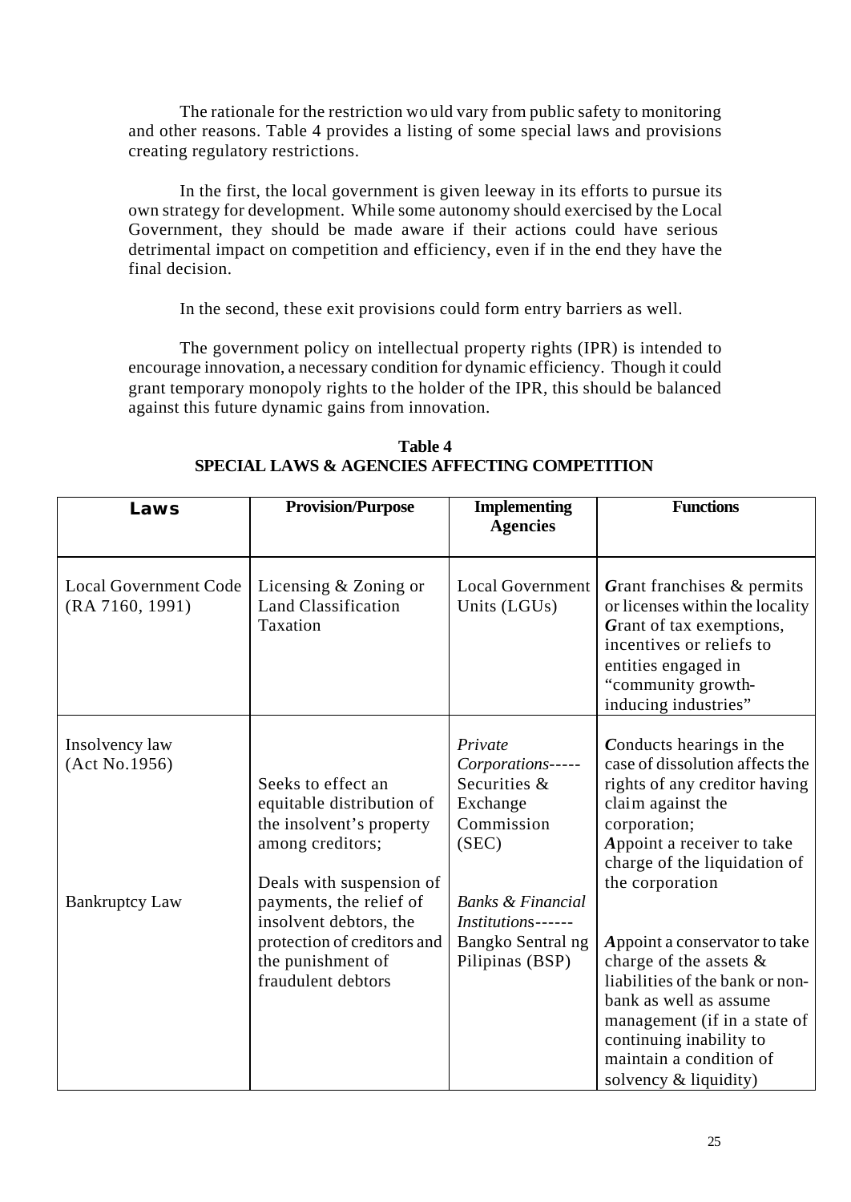The rationale for the restriction would vary from public safety to monitoring and other reasons. Table 4 provides a listing of some special laws and provisions creating regulatory restrictions.

In the first, the local government is given leeway in its efforts to pursue its own strategy for development. While some autonomy should exercised by the Local Government, they should be made aware if their actions could have serious detrimental impact on competition and efficiency, even if in the end they have the final decision.

In the second, these exit provisions could form entry barriers as well.

The government policy on intellectual property rights (IPR) is intended to encourage innovation, a necessary condition for dynamic efficiency. Though it could grant temporary monopoly rights to the holder of the IPR, this should be balanced against this future dynamic gains from innovation.

**Table 4**
**SPECIAL LAWS & AGENCIES AFFECTING COMPETITION**

| **Laws** | **Provision/Purpose** | **Implementing Agencies** | **Functions** |
|---|---|---|---|
| Local Government Code (RA 7160, 1991) | Licensing & Zoning or Land Classification Taxation | Local Government Units (LGUs) | ***G***rant franchises & permits or licenses within the locality<br>***G***rant of tax exemptions, incentives or reliefs to entities engaged in "community growth-inducing industries" |
| Insolvency law (Act No.1956)<br><br>Bankruptcy Law | Seeks to effect an equitable distribution of the insolvent's property among creditors;<br><br>Deals with suspension of payments, the relief of insolvent debtors, the protection of creditors and the punishment of fraudulent debtors | *Private Corporations*----- Securities & Exchange Commission (SEC)<br><br>*Banks & Financial Institutions*------ Bangko Sentral ng Pilipinas (BSP) | ***C***onducts hearings in the case of dissolution affects the rights of any creditor having claim against the corporation;<br>***A***ppoint a receiver to take charge of the liquidation of the corporation<br><br>***A***ppoint a conservator to take charge of the assets & liabilities of the bank or non-bank as well as assume management (if in a state of continuing inability to maintain a condition of solvency & liquidity) |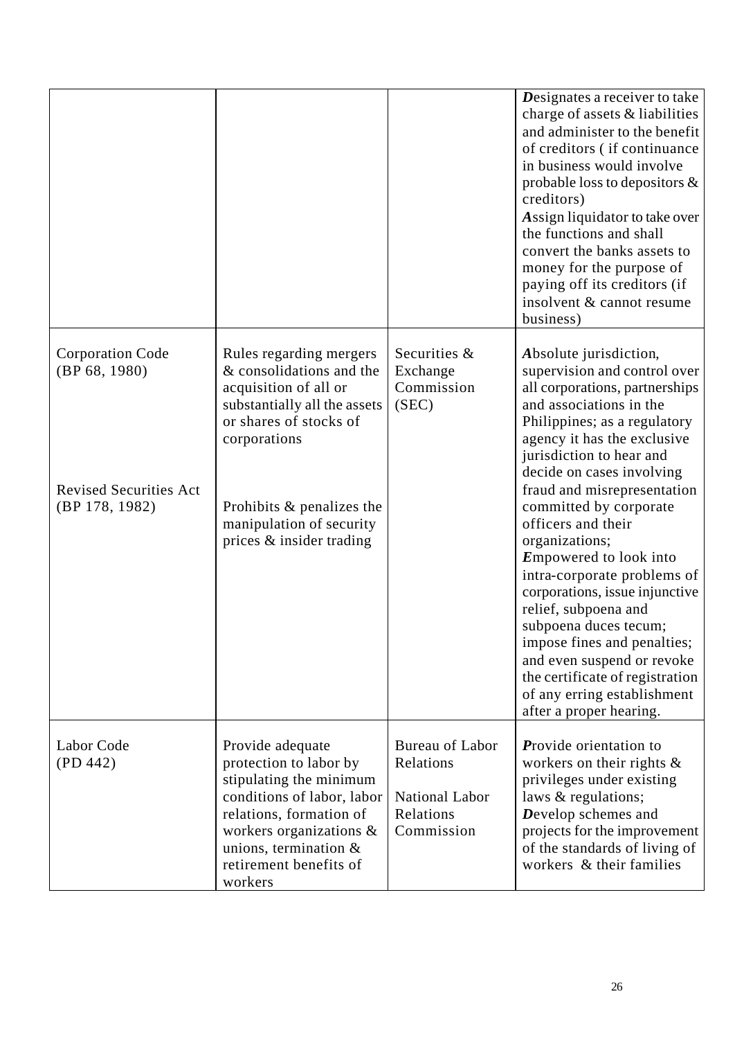| | | | |
|---|---|---|---|
| | | | ***D**esignates a receiver to take charge of assets & liabilities and administer to the benefit of creditors ( if continuance in business would involve probable loss to depositors & creditors)<br>***A**ssign liquidator to take over the functions and shall convert the banks assets to money for the purpose of paying off its creditors (if insolvent & cannot resume business) |
| Corporation Code (BP 68, 1980)<br><br>Revised Securities Act (BP 178, 1982) | Rules regarding mergers & consolidations and the acquisition of all or substantially all the assets or shares of stocks of corporations<br><br>Prohibits & penalizes the manipulation of security prices & insider trading | Securities & Exchange Commission (SEC) | ***A**bsolute jurisdiction, supervision and control over all corporations, partnerships and associations in the Philippines; as a regulatory agency it has the exclusive jurisdiction to hear and decide on cases involving fraud and misrepresentation committed by corporate officers and their organizations;<br>***E**mpowered to look into intra-corporate problems of corporations, issue injunctive relief, subpoena and subpoena duces tecum; impose fines and penalties; and even suspend or revoke the certificate of registration of any erring establishment after a proper hearing. |
| Labor Code (PD 442) | Provide adequate protection to labor by stipulating the minimum conditions of labor, labor relations, formation of workers organizations & unions, termination & retirement benefits of workers | Bureau of Labor Relations<br><br>National Labor Relations Commission | ***P**rovide orientation to workers on their rights & privileges under existing laws & regulations;<br>***D**evelop schemes and projects for the improvement of the standards of living of workers & their families |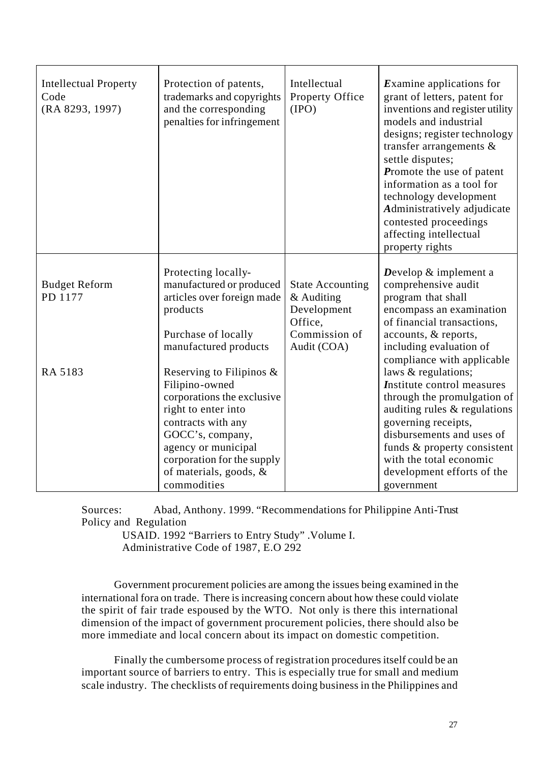| | | | |
|---|---|---|---|
| Intellectual Property Code (RA 8293, 1997) | Protection of patents, trademarks and copyrights and the corresponding penalties for infringement | Intellectual Property Office (IPO) | ***E***xamine applications for grant of letters, patent for inventions and register utility models and industrial designs; register technology transfer arrangements & settle disputes; ***P***romote the use of patent information as a tool for technology development ***A***dministratively adjudicate contested proceedings affecting intellectual property rights |
| Budget Reform PD 1177<br><br>RA 5183 | Protecting locally-manufactured or produced articles over foreign made products<br><br>Purchase of locally manufactured products<br><br>Reserving to Filipinos & Filipino-owned corporations the exclusive right to enter into contracts with any GOCC's, company, agency or municipal corporation for the supply of materials, goods, & commodities | State Accounting & Auditing Development Office, Commission of Audit (COA) | ***D***evelop & implement a comprehensive audit program that shall encompass an examination of financial transactions, accounts, & reports, including evaluation of compliance with applicable laws & regulations; ***I***nstitute control measures through the promulgation of auditing rules & regulations governing receipts, disbursements and uses of funds & property consistent with the total economic development efforts of the government |

Sources: Abad, Anthony. 1999. "Recommendations for Philippine Anti-Trust Policy and Regulation
USAID. 1992 "Barriers to Entry Study" .Volume I.
Administrative Code of 1987, E.O 292

Government procurement policies are among the issues being examined in the international fora on trade. There is increasing concern about how these could violate the spirit of fair trade espoused by the WTO. Not only is there this international dimension of the impact of government procurement policies, there should also be more immediate and local concern about its impact on domestic competition.

Finally the cumbersome process of registration procedures itself could be an important source of barriers to entry. This is especially true for small and medium scale industry. The checklists of requirements doing business in the Philippines and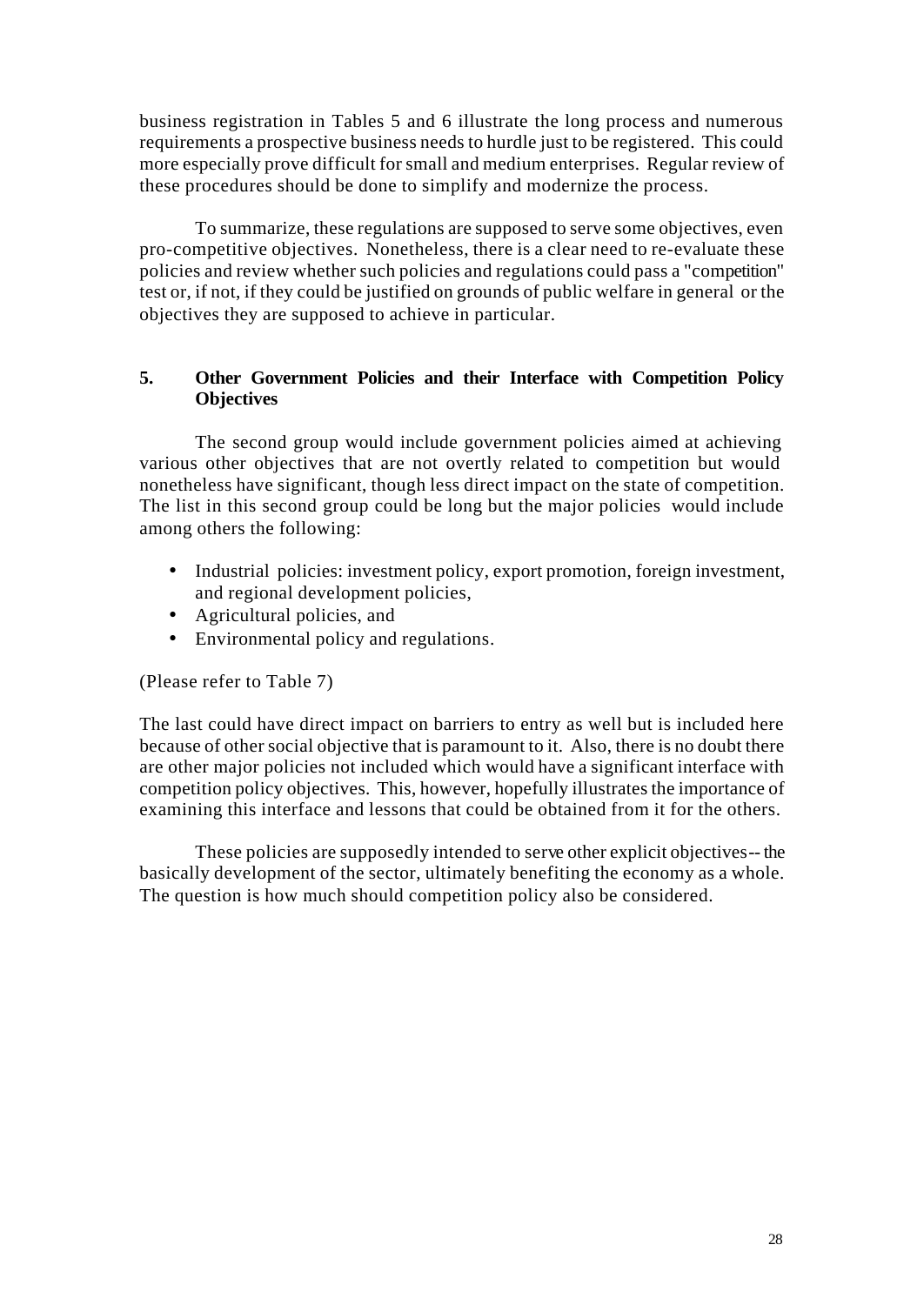business registration in Tables 5 and 6 illustrate the long process and numerous requirements a prospective business needs to hurdle just to be registered. This could more especially prove difficult for small and medium enterprises. Regular review of these procedures should be done to simplify and modernize the process.

To summarize, these regulations are supposed to serve some objectives, even pro-competitive objectives. Nonetheless, there is a clear need to re-evaluate these policies and review whether such policies and regulations could pass a "competition" test or, if not, if they could be justified on grounds of public welfare in general or the objectives they are supposed to achieve in particular.

## 5. Other Government Policies and their Interface with Competition Policy Objectives

The second group would include government policies aimed at achieving various other objectives that are not overtly related to competition but would nonetheless have significant, though less direct impact on the state of competition. The list in this second group could be long but the major policies would include among others the following:

- Industrial policies: investment policy, export promotion, foreign investment, and regional development policies,
- Agricultural policies, and
- Environmental policy and regulations.

(Please refer to Table 7)

The last could have direct impact on barriers to entry as well but is included here because of other social objective that is paramount to it. Also, there is no doubt there are other major policies not included which would have a significant interface with competition policy objectives. This, however, hopefully illustrates the importance of examining this interface and lessons that could be obtained from it for the others.

These policies are supposedly intended to serve other explicit objectives-- the basically development of the sector, ultimately benefiting the economy as a whole. The question is how much should competition policy also be considered.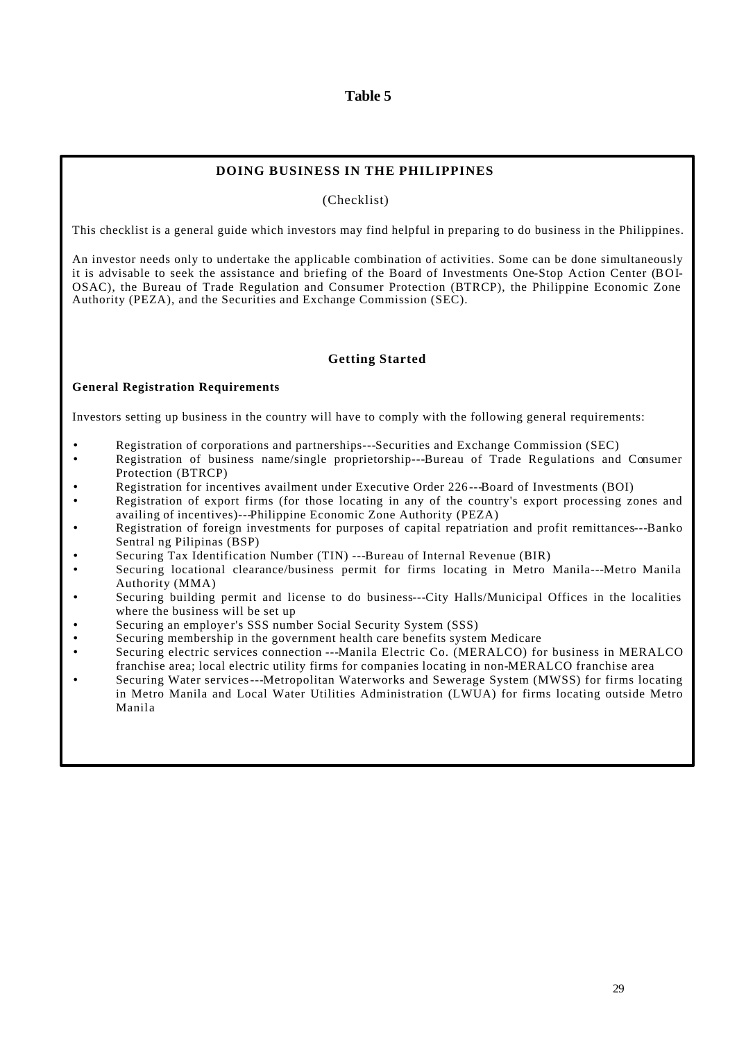**Table 5**

## DOING BUSINESS IN THE PHILIPPINES

(Checklist)

This checklist is a general guide which investors may find helpful in preparing to do business in the Philippines.

An investor needs only to undertake the applicable combination of activities. Some can be done simultaneously it is advisable to seek the assistance and briefing of the Board of Investments One-Stop Action Center (BOI-OSAC), the Bureau of Trade Regulation and Consumer Protection (BTRCP), the Philippine Economic Zone Authority (PEZA), and the Securities and Exchange Commission (SEC).

### Getting Started

**General Registration Requirements**

Investors setting up business in the country will have to comply with the following general requirements:

- Registration of corporations and partnerships---Securities and Exchange Commission (SEC)
- Registration of business name/single proprietorship---Bureau of Trade Regulations and Consumer Protection (BTRCP)
- Registration for incentives availment under Executive Order 226---Board of Investments (BOI)
- Registration of export firms (for those locating in any of the country's export processing zones and availing of incentives)---Philippine Economic Zone Authority (PEZA)
- Registration of foreign investments for purposes of capital repatriation and profit remittances---Banko Sentral ng Pilipinas (BSP)
- Securing Tax Identification Number (TIN) ---Bureau of Internal Revenue (BIR)
- Securing locational clearance/business permit for firms locating in Metro Manila---Metro Manila Authority (MMA)
- Securing building permit and license to do business---City Halls/Municipal Offices in the localities where the business will be set up
- Securing an employer's SSS number Social Security System (SSS)
- Securing membership in the government health care benefits system Medicare
- Securing electric services connection ---Manila Electric Co. (MERALCO) for business in MERALCO franchise area; local electric utility firms for companies locating in non-MERALCO franchise area
- Securing Water services---Metropolitan Waterworks and Sewerage System (MWSS) for firms locating in Metro Manila and Local Water Utilities Administration (LWUA) for firms locating outside Metro Manila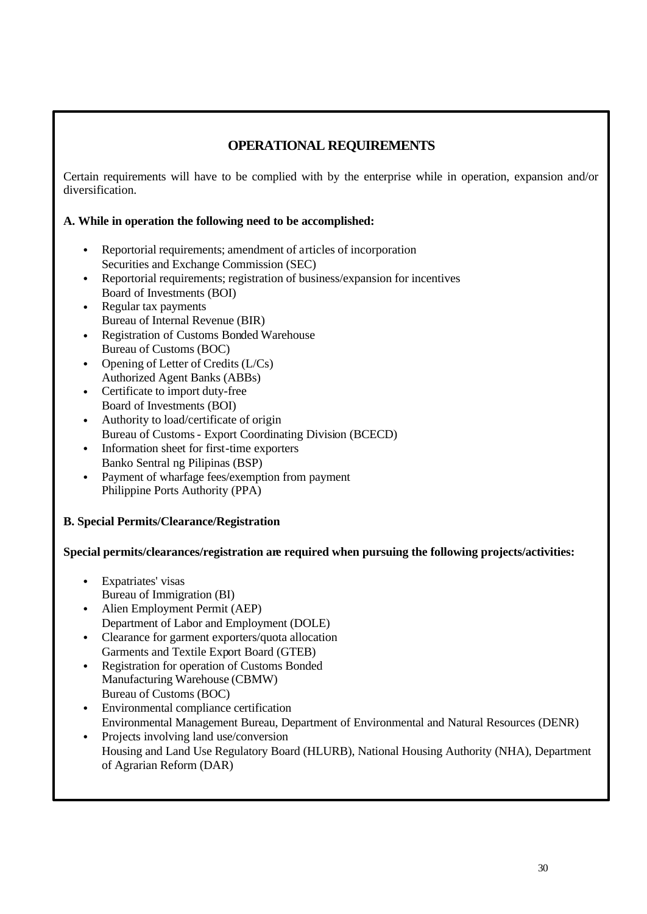## OPERATIONAL REQUIREMENTS

Certain requirements will have to be complied with by the enterprise while in operation, expansion and/or diversification.

**A. While in operation the following need to be accomplished:**

- Reportorial requirements; amendment of articles of incorporation
  Securities and Exchange Commission (SEC)
- Reportorial requirements; registration of business/expansion for incentives
  Board of Investments (BOI)
- Regular tax payments
  Bureau of Internal Revenue (BIR)
- Registration of Customs Bonded Warehouse
  Bureau of Customs (BOC)
- Opening of Letter of Credits (L/Cs)
  Authorized Agent Banks (ABBs)
- Certificate to import duty-free
  Board of Investments (BOI)
- Authority to load/certificate of origin
  Bureau of Customs - Export Coordinating Division (BCECD)
- Information sheet for first-time exporters
  Banko Sentral ng Pilipinas (BSP)
- Payment of wharfage fees/exemption from payment
  Philippine Ports Authority (PPA)

**B. Special Permits/Clearance/Registration**

**Special permits/clearances/registration are required when pursuing the following projects/activities:**

- Expatriates' visas
  Bureau of Immigration (BI)
- Alien Employment Permit (AEP)
  Department of Labor and Employment (DOLE)
- Clearance for garment exporters/quota allocation
  Garments and Textile Export Board (GTEB)
- Registration for operation of Customs Bonded
  Manufacturing Warehouse (CBMW)
  Bureau of Customs (BOC)
- Environmental compliance certification
  Environmental Management Bureau, Department of Environmental and Natural Resources (DENR)
- Projects involving land use/conversion
  Housing and Land Use Regulatory Board (HLURB), National Housing Authority (NHA), Department of Agrarian Reform (DAR)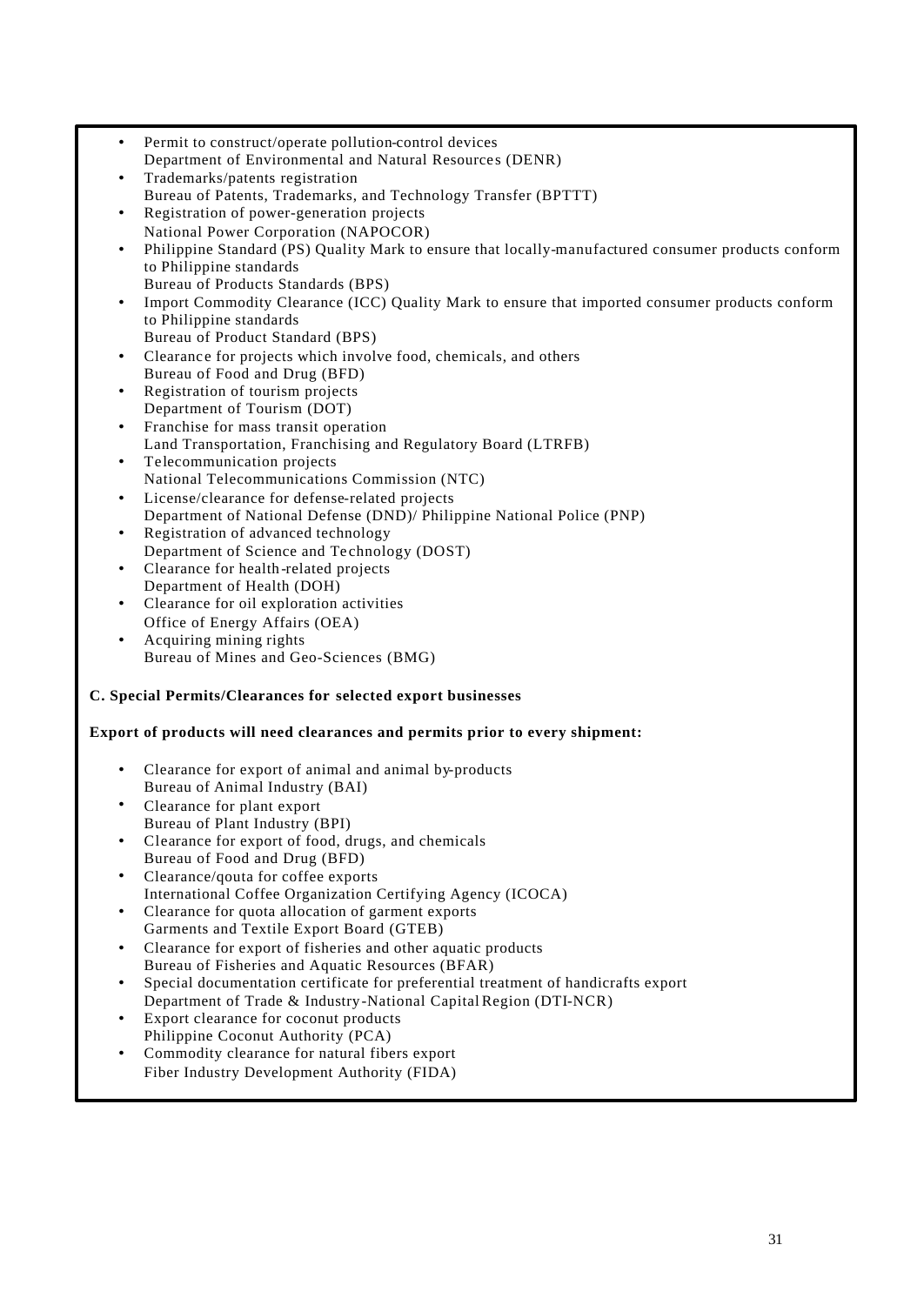- Permit to construct/operate pollution-control devices
  Department of Environmental and Natural Resources (DENR)
- Trademarks/patents registration
  Bureau of Patents, Trademarks, and Technology Transfer (BPTTT)
- Registration of power-generation projects
  National Power Corporation (NAPOCOR)
- Philippine Standard (PS) Quality Mark to ensure that locally-manufactured consumer products conform to Philippine standards
  Bureau of Products Standards (BPS)
- Import Commodity Clearance (ICC) Quality Mark to ensure that imported consumer products conform to Philippine standards
  Bureau of Product Standard (BPS)
- Clearance for projects which involve food, chemicals, and others
  Bureau of Food and Drug (BFD)
- Registration of tourism projects
  Department of Tourism (DOT)
- Franchise for mass transit operation
  Land Transportation, Franchising and Regulatory Board (LTRFB)
- Telecommunication projects
  National Telecommunications Commission (NTC)
- License/clearance for defense-related projects
  Department of National Defense (DND)/ Philippine National Police (PNP)
- Registration of advanced technology
  Department of Science and Technology (DOST)
- Clearance for health-related projects
  Department of Health (DOH)
- Clearance for oil exploration activities
  Office of Energy Affairs (OEA)
- Acquiring mining rights
  Bureau of Mines and Geo-Sciences (BMG)

**C. Special Permits/Clearances for selected export businesses**

**Export of products will need clearances and permits prior to every shipment:**

- Clearance for export of animal and animal by-products
  Bureau of Animal Industry (BAI)
- Clearance for plant export
  Bureau of Plant Industry (BPI)
- Clearance for export of food, drugs, and chemicals
  Bureau of Food and Drug (BFD)
- Clearance/qouta for coffee exports
  International Coffee Organization Certifying Agency (ICOCA)
- Clearance for quota allocation of garment exports
  Garments and Textile Export Board (GTEB)
- Clearance for export of fisheries and other aquatic products
  Bureau of Fisheries and Aquatic Resources (BFAR)
- Special documentation certificate for preferential treatment of handicrafts export
  Department of Trade & Industry-National Capital Region (DTI-NCR)
- Export clearance for coconut products
  Philippine Coconut Authority (PCA)
- Commodity clearance for natural fibers export
  Fiber Industry Development Authority (FIDA)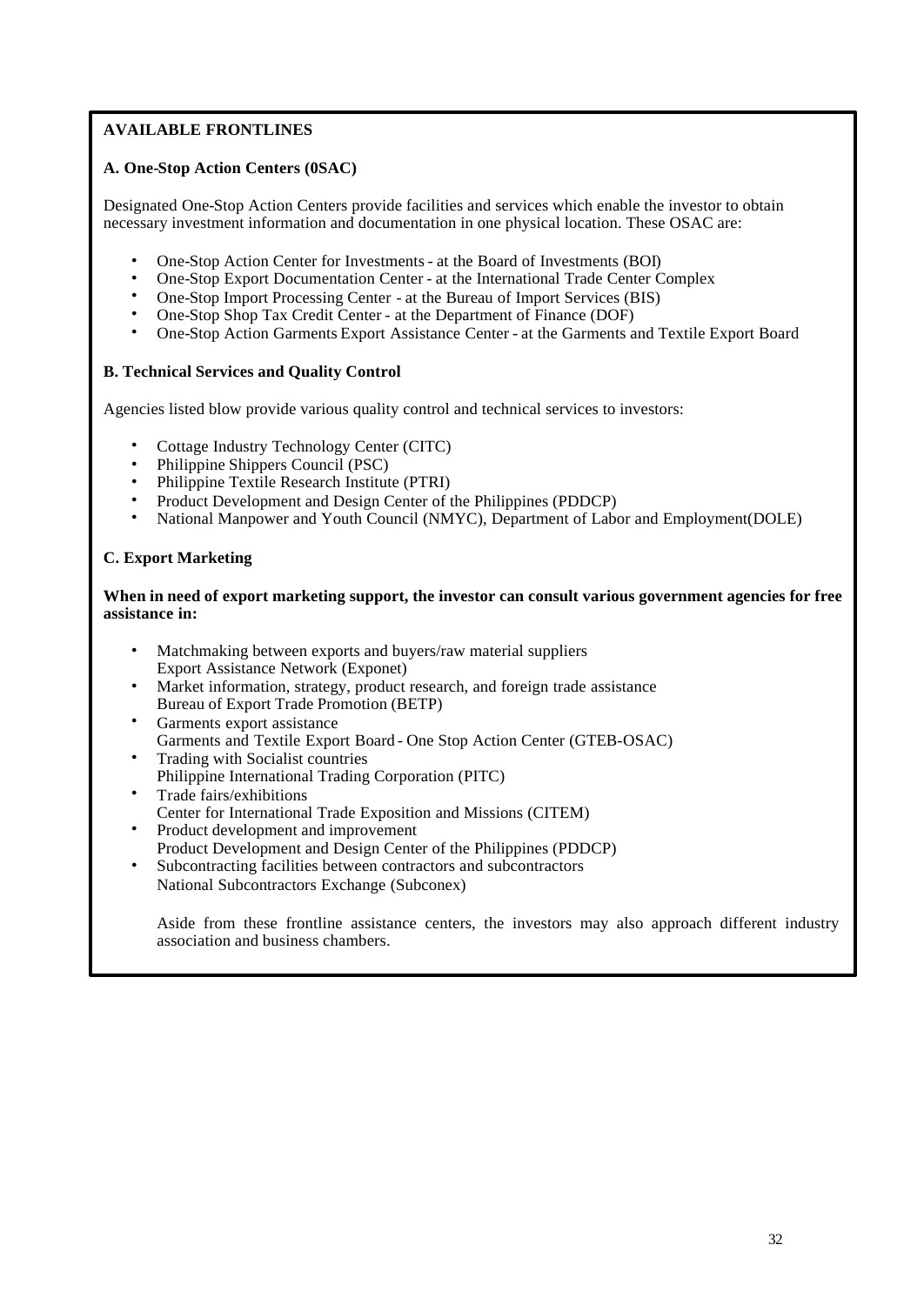**AVAILABLE FRONTLINES**

**A. One-Stop Action Centers (0SAC)**

Designated One-Stop Action Centers provide facilities and services which enable the investor to obtain necessary investment information and documentation in one physical location. These OSAC are:

- One-Stop Action Center for Investments - at the Board of Investments (BOI)
- One-Stop Export Documentation Center - at the International Trade Center Complex
- One-Stop Import Processing Center - at the Bureau of Import Services (BIS)
- One-Stop Shop Tax Credit Center - at the Department of Finance (DOF)
- One-Stop Action Garments Export Assistance Center - at the Garments and Textile Export Board

**B. Technical Services and Quality Control**

Agencies listed blow provide various quality control and technical services to investors:

- Cottage Industry Technology Center (CITC)
- Philippine Shippers Council (PSC)
- Philippine Textile Research Institute (PTRI)
- Product Development and Design Center of the Philippines (PDDCP)
- National Manpower and Youth Council (NMYC), Department of Labor and Employment(DOLE)

**C. Export Marketing**

**When in need of export marketing support, the investor can consult various government agencies for free assistance in:**

- Matchmaking between exports and buyers/raw material suppliers
  Export Assistance Network (Exponet)
- Market information, strategy, product research, and foreign trade assistance
  Bureau of Export Trade Promotion (BETP)
- Garments export assistance
  Garments and Textile Export Board - One Stop Action Center (GTEB-OSAC)
- Trading with Socialist countries
  Philippine International Trading Corporation (PITC)
- Trade fairs/exhibitions
  Center for International Trade Exposition and Missions (CITEM)
- Product development and improvement
  Product Development and Design Center of the Philippines (PDDCP)
- Subcontracting facilities between contractors and subcontractors
  National Subcontractors Exchange (Subconex)

Aside from these frontline assistance centers, the investors may also approach different industry association and business chambers.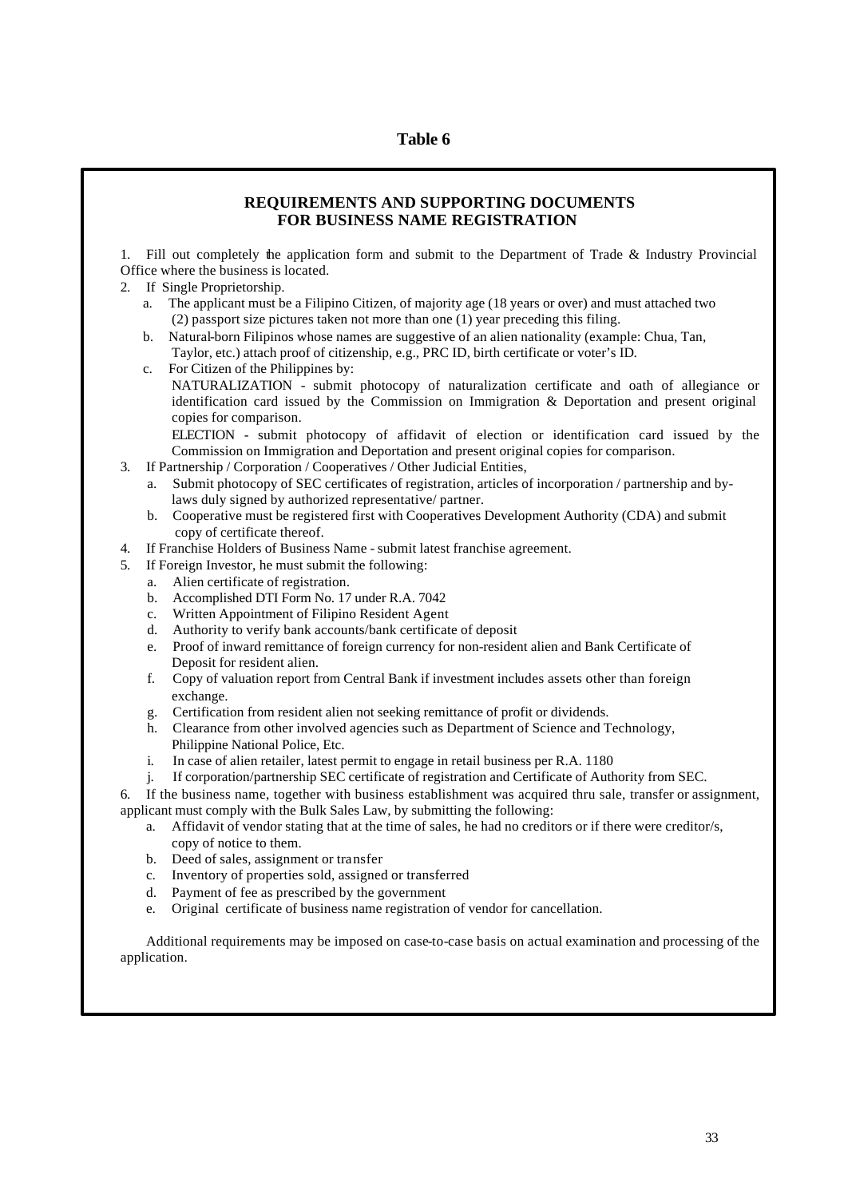**Table 6**

## REQUIREMENTS AND SUPPORTING DOCUMENTS FOR BUSINESS NAME REGISTRATION

1. Fill out completely the application form and submit to the Department of Trade & Industry Provincial Office where the business is located.
2. If Single Proprietorship.
   a. The applicant must be a Filipino Citizen, of majority age (18 years or over) and must attached two (2) passport size pictures taken not more than one (1) year preceding this filing.
   b. Natural-born Filipinos whose names are suggestive of an alien nationality (example: Chua, Tan, Taylor, etc.) attach proof of citizenship, e.g., PRC ID, birth certificate or voter's ID.
   c. For Citizen of the Philippines by:
      NATURALIZATION - submit photocopy of naturalization certificate and oath of allegiance or identification card issued by the Commission on Immigration & Deportation and present original copies for comparison.
      ELECTION - submit photocopy of affidavit of election or identification card issued by the Commission on Immigration and Deportation and present original copies for comparison.
3. If Partnership / Corporation / Cooperatives / Other Judicial Entities,
   a. Submit photocopy of SEC certificates of registration, articles of incorporation / partnership and by-laws duly signed by authorized representative/ partner.
   b. Cooperative must be registered first with Cooperatives Development Authority (CDA) and submit copy of certificate thereof.
4. If Franchise Holders of Business Name - submit latest franchise agreement.
5. If Foreign Investor, he must submit the following:
   a. Alien certificate of registration.
   b. Accomplished DTI Form No. 17 under R.A. 7042
   c. Written Appointment of Filipino Resident Agent
   d. Authority to verify bank accounts/bank certificate of deposit
   e. Proof of inward remittance of foreign currency for non-resident alien and Bank Certificate of Deposit for resident alien.
   f. Copy of valuation report from Central Bank if investment includes assets other than foreign exchange.
   g. Certification from resident alien not seeking remittance of profit or dividends.
   h. Clearance from other involved agencies such as Department of Science and Technology, Philippine National Police, Etc.
   i. In case of alien retailer, latest permit to engage in retail business per R.A. 1180
   j. If corporation/partnership SEC certificate of registration and Certificate of Authority from SEC.
6. If the business name, together with business establishment was acquired thru sale, transfer or assignment, applicant must comply with the Bulk Sales Law, by submitting the following:
   a. Affidavit of vendor stating that at the time of sales, he had no creditors or if there were creditor/s, copy of notice to them.
   b. Deed of sales, assignment or transfer
   c. Inventory of properties sold, assigned or transferred
   d. Payment of fee as prescribed by the government
   e. Original certificate of business name registration of vendor for cancellation.

Additional requirements may be imposed on case-to-case basis on actual examination and processing of the application.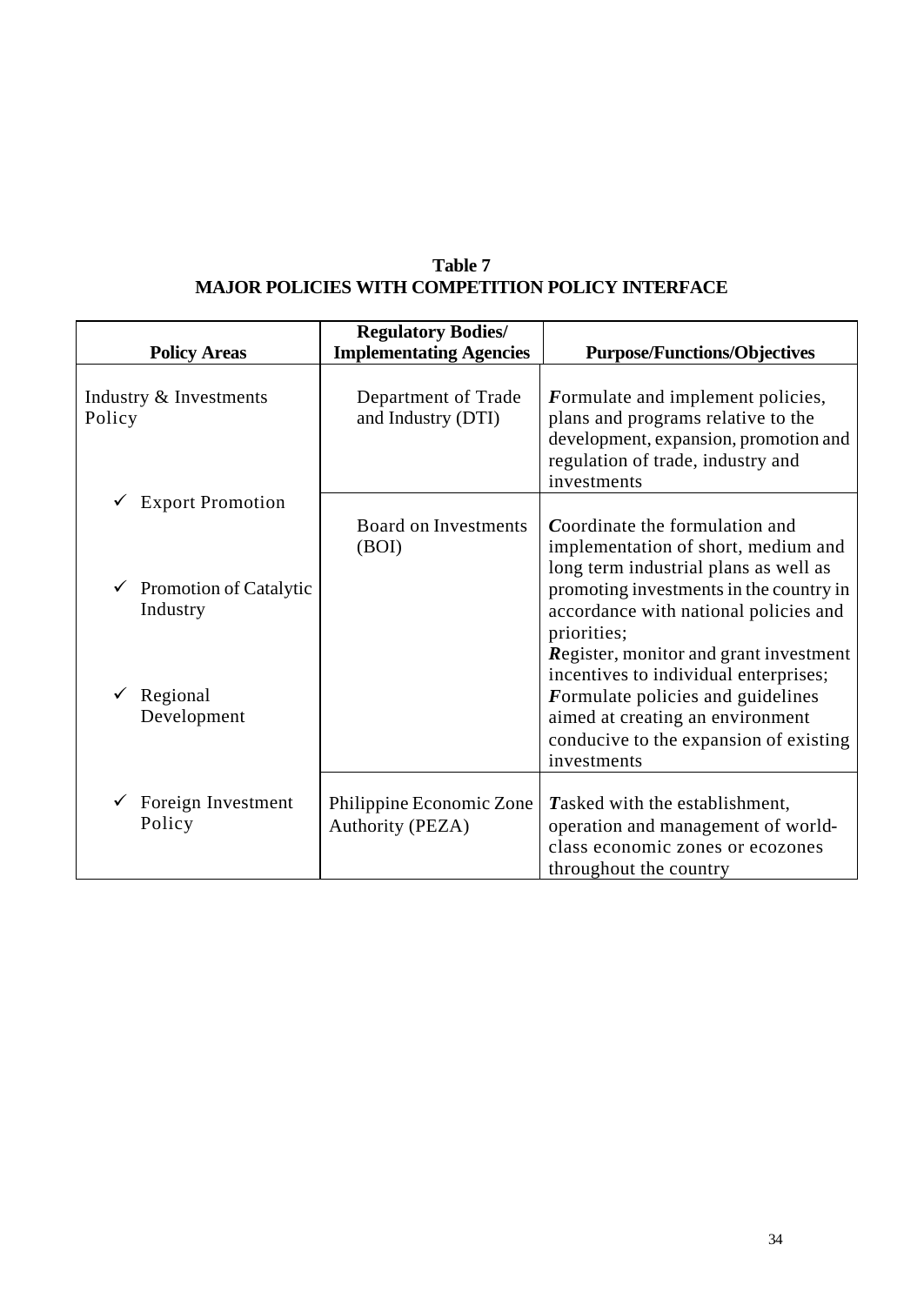**Table 7**
**MAJOR POLICIES WITH COMPETITION POLICY INTERFACE**

| Policy Areas | Regulatory Bodies/ Implementating Agencies | Purpose/Functions/Objectives |
|---|---|---|
| Industry & Investments Policy | Department of Trade and Industry (DTI) | ***F***ormulate and implement policies, plans and programs relative to the development, expansion, promotion and regulation of trade, industry and investments |
| ✓ Export Promotion<br>✓ Promotion of Catalytic Industry<br>✓ Regional Development | Board on Investments (BOI) | ***C***oordinate the formulation and implementation of short, medium and long term industrial plans as well as promoting investments in the country in accordance with national policies and priorities;<br>***R***egister, monitor and grant investment incentives to individual enterprises;<br>***F***ormulate policies and guidelines aimed at creating an environment conducive to the expansion of existing investments |
| ✓ Foreign Investment Policy | Philippine Economic Zone Authority (PEZA) | ***T***asked with the establishment, operation and management of world-class economic zones or ecozones throughout the country |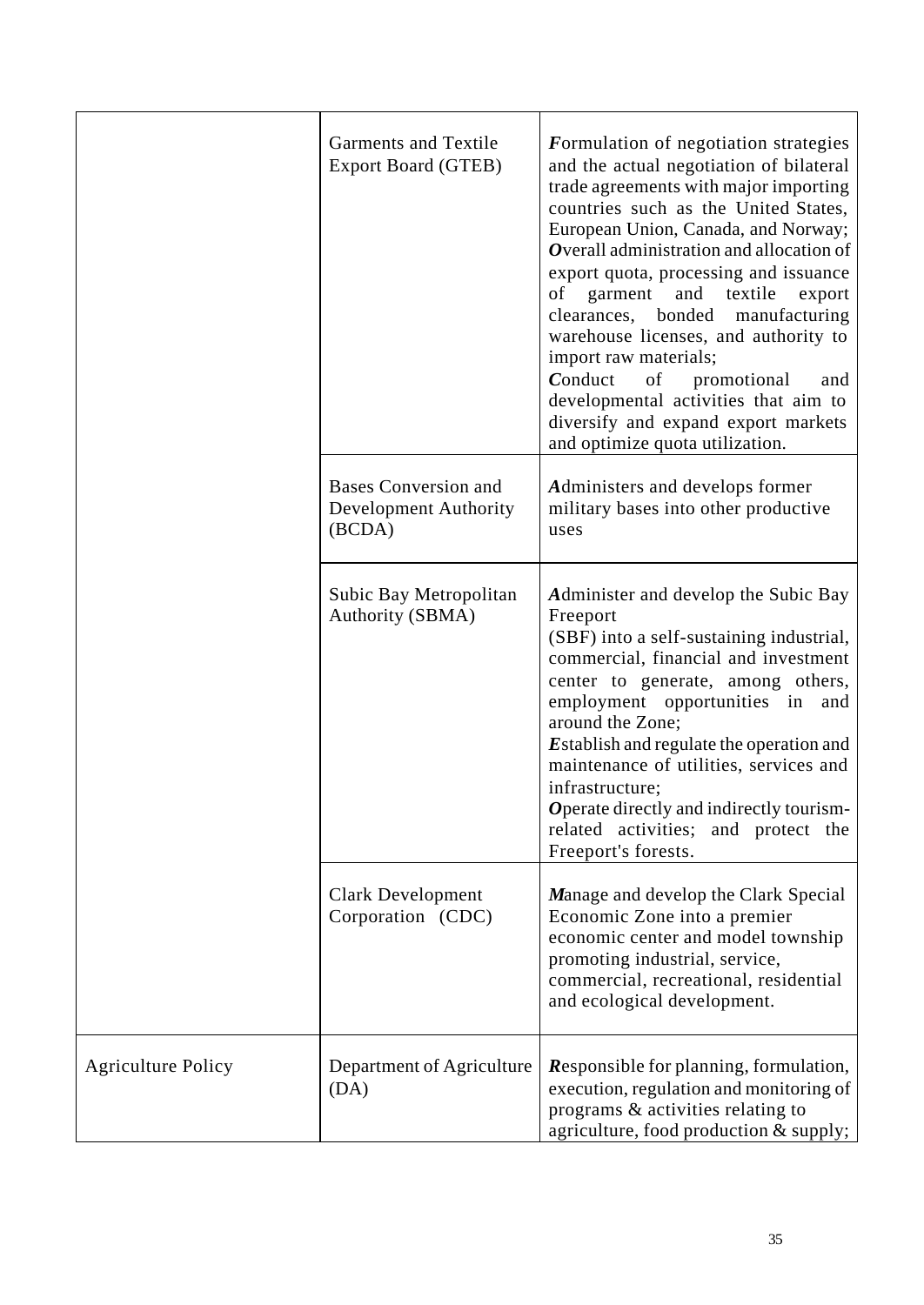| | | |
|---|---|---|
| | Garments and Textile Export Board (GTEB) | ***F***ormulation of negotiation strategies and the actual negotiation of bilateral trade agreements with major importing countries such as the United States, European Union, Canada, and Norway; ***O***verall administration and allocation of export quota, processing and issuance of garment and textile export clearances, bonded manufacturing warehouse licenses, and authority to import raw materials; ***C***onduct of promotional and developmental activities that aim to diversify and expand export markets and optimize quota utilization. |
| | Bases Conversion and Development Authority (BCDA) | ***A***dministers and develops former military bases into other productive uses |
| | Subic Bay Metropolitan Authority (SBMA) | ***A***dminister and develop the Subic Bay Freeport (SBF) into a self-sustaining industrial, commercial, financial and investment center to generate, among others, employment opportunities in and around the Zone; ***E***stablish and regulate the operation and maintenance of utilities, services and infrastructure; ***O***perate directly and indirectly tourism-related activities; and protect the Freeport's forests. |
| | Clark Development Corporation (CDC) | ***M***anage and develop the Clark Special Economic Zone into a premier economic center and model township promoting industrial, service, commercial, recreational, residential and ecological development. |
| Agriculture Policy | Department of Agriculture (DA) | ***R***esponsible for planning, formulation, execution, regulation and monitoring of programs & activities relating to agriculture, food production & supply; |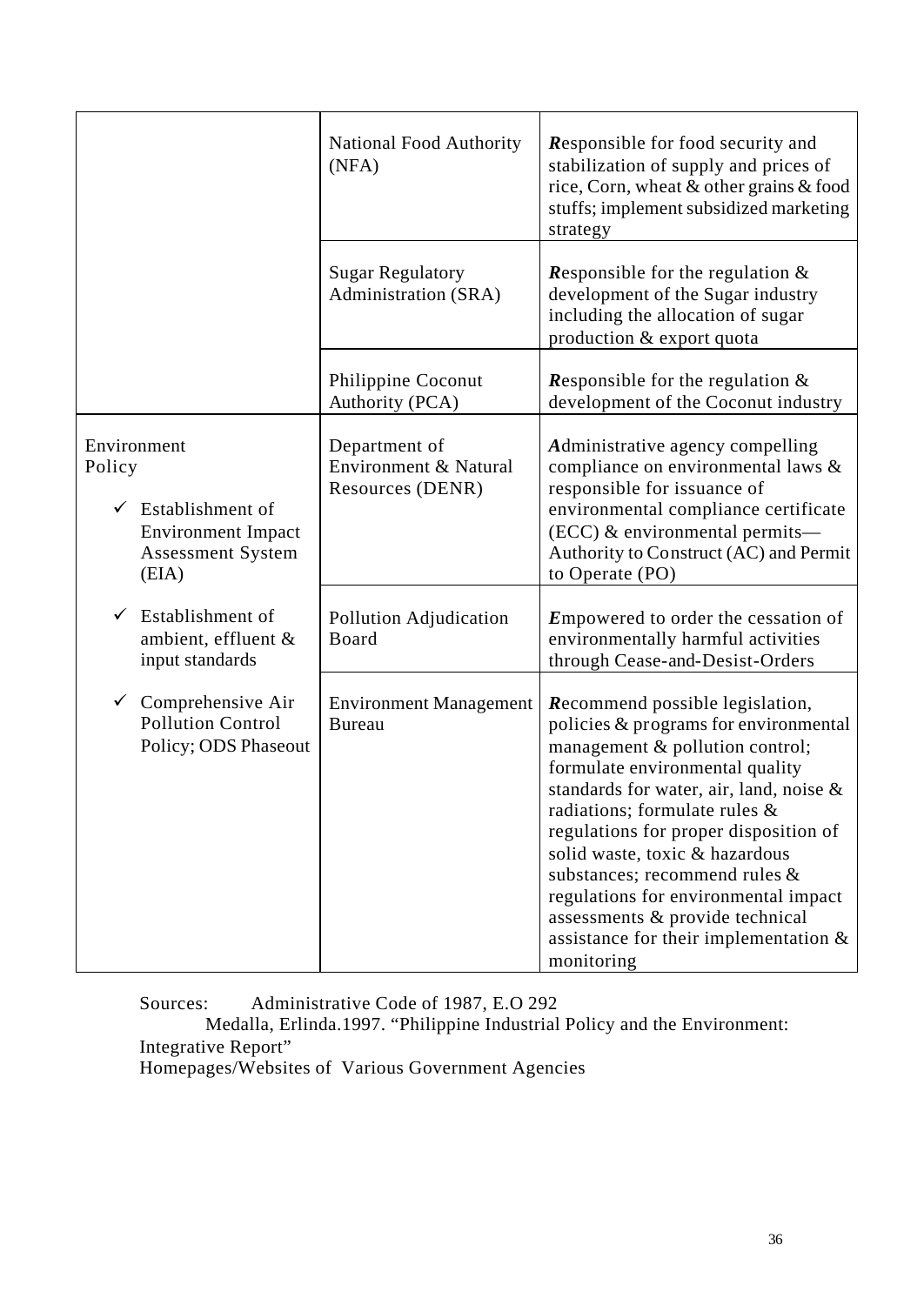| | | |
|---|---|---|
| | National Food Authority (NFA) | ***R**esponsible for food security and stabilization of supply and prices of rice, Corn, wheat & other grains & food stuffs; implement subsidized marketing strategy* |
| | Sugar Regulatory Administration (SRA) | ***R**esponsible for the regulation & development of the Sugar industry including the allocation of sugar production & export quota* |
| | Philippine Coconut Authority (PCA) | ***R**esponsible for the regulation & development of the Coconut industry* |
| Environment Policy<br>✓ Establishment of Environment Impact Assessment System (EIA) | Department of Environment & Natural Resources (DENR) | ***A**dministrative agency compelling compliance on environmental laws & responsible for issuance of environmental compliance certificate (ECC) & environmental permits—Authority to Construct (AC) and Permit to Operate (PO)* |
| ✓ Establishment of ambient, effluent & input standards | Pollution Adjudication Board | ***E**mpowered to order the cessation of environmentally harmful activities through Cease-and-Desist-Orders* |
| ✓ Comprehensive Air Pollution Control Policy; ODS Phaseout | Environment Management Bureau | ***R**ecommend possible legislation, policies & programs for environmental management & pollution control; formulate environmental quality standards for water, air, land, noise & radiations; formulate rules & regulations for proper disposition of solid waste, toxic & hazardous substances; recommend rules & regulations for environmental impact assessments & provide technical assistance for their implementation & monitoring* |

Sources: Administrative Code of 1987, E.O 292
Medalla, Erlinda.1997. "Philippine Industrial Policy and the Environment: Integrative Report"
Homepages/Websites of Various Government Agencies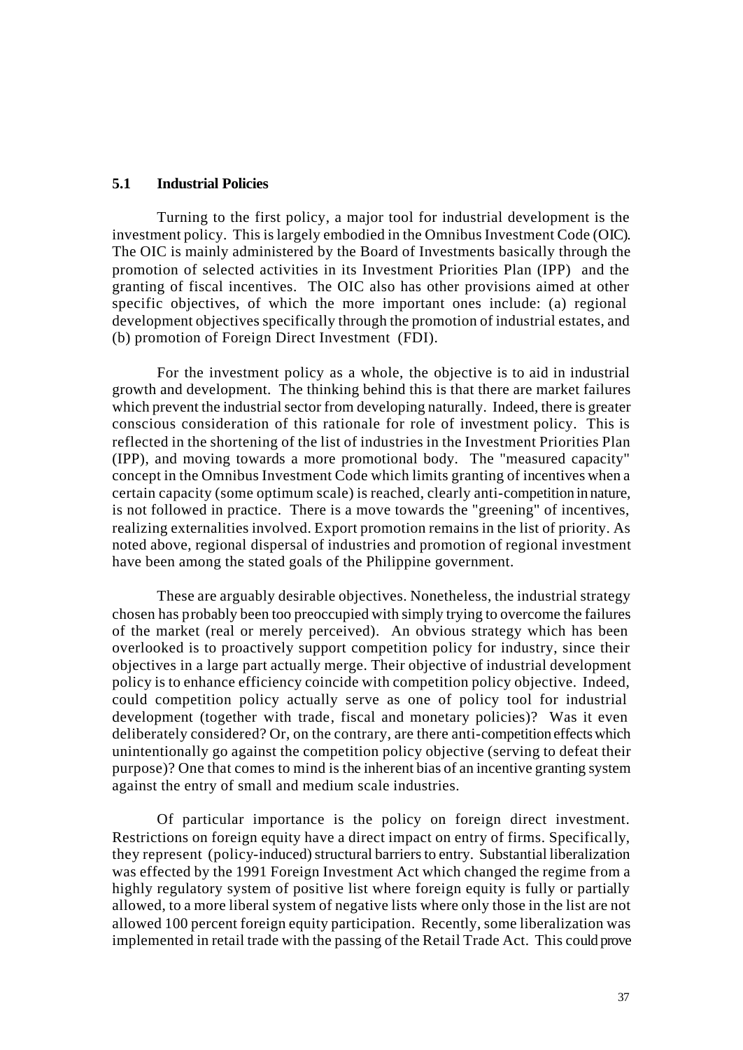### 5.1 Industrial Policies

Turning to the first policy, a major tool for industrial development is the investment policy. This is largely embodied in the Omnibus Investment Code (OIC). The OIC is mainly administered by the Board of Investments basically through the promotion of selected activities in its Investment Priorities Plan (IPP) and the granting of fiscal incentives. The OIC also has other provisions aimed at other specific objectives, of which the more important ones include: (a) regional development objectives specifically through the promotion of industrial estates, and (b) promotion of Foreign Direct Investment (FDI).

For the investment policy as a whole, the objective is to aid in industrial growth and development. The thinking behind this is that there are market failures which prevent the industrial sector from developing naturally. Indeed, there is greater conscious consideration of this rationale for role of investment policy. This is reflected in the shortening of the list of industries in the Investment Priorities Plan (IPP), and moving towards a more promotional body. The "measured capacity" concept in the Omnibus Investment Code which limits granting of incentives when a certain capacity (some optimum scale) is reached, clearly anti-competition in nature, is not followed in practice. There is a move towards the "greening" of incentives, realizing externalities involved. Export promotion remains in the list of priority. As noted above, regional dispersal of industries and promotion of regional investment have been among the stated goals of the Philippine government.

These are arguably desirable objectives. Nonetheless, the industrial strategy chosen has probably been too preoccupied with simply trying to overcome the failures of the market (real or merely perceived). An obvious strategy which has been overlooked is to proactively support competition policy for industry, since their objectives in a large part actually merge. Their objective of industrial development policy is to enhance efficiency coincide with competition policy objective. Indeed, could competition policy actually serve as one of policy tool for industrial development (together with trade, fiscal and monetary policies)? Was it even deliberately considered? Or, on the contrary, are there anti-competition effects which unintentionally go against the competition policy objective (serving to defeat their purpose)? One that comes to mind is the inherent bias of an incentive granting system against the entry of small and medium scale industries.

Of particular importance is the policy on foreign direct investment. Restrictions on foreign equity have a direct impact on entry of firms. Specifically, they represent (policy-induced) structural barriers to entry. Substantial liberalization was effected by the 1991 Foreign Investment Act which changed the regime from a highly regulatory system of positive list where foreign equity is fully or partially allowed, to a more liberal system of negative lists where only those in the list are not allowed 100 percent foreign equity participation. Recently, some liberalization was implemented in retail trade with the passing of the Retail Trade Act. This could prove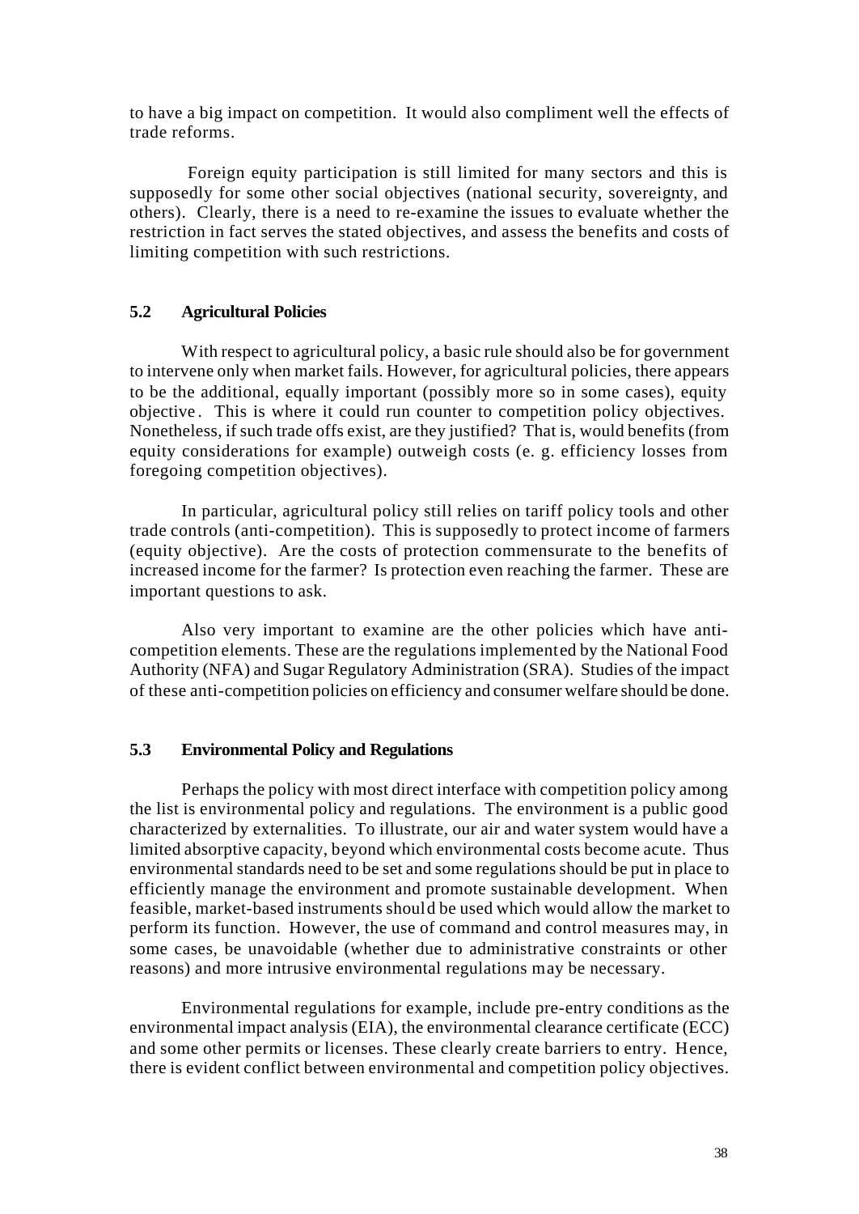to have a big impact on competition. It would also compliment well the effects of trade reforms.

Foreign equity participation is still limited for many sectors and this is supposedly for some other social objectives (national security, sovereignty, and others). Clearly, there is a need to re-examine the issues to evaluate whether the restriction in fact serves the stated objectives, and assess the benefits and costs of limiting competition with such restrictions.

### 5.2 Agricultural Policies

With respect to agricultural policy, a basic rule should also be for government to intervene only when market fails. However, for agricultural policies, there appears to be the additional, equally important (possibly more so in some cases), equity objective. This is where it could run counter to competition policy objectives. Nonetheless, if such trade offs exist, are they justified? That is, would benefits (from equity considerations for example) outweigh costs (e. g. efficiency losses from foregoing competition objectives).

In particular, agricultural policy still relies on tariff policy tools and other trade controls (anti-competition). This is supposedly to protect income of farmers (equity objective). Are the costs of protection commensurate to the benefits of increased income for the farmer? Is protection even reaching the farmer. These are important questions to ask.

Also very important to examine are the other policies which have anti-competition elements. These are the regulations implemented by the National Food Authority (NFA) and Sugar Regulatory Administration (SRA). Studies of the impact of these anti-competition policies on efficiency and consumer welfare should be done.

### 5.3 Environmental Policy and Regulations

Perhaps the policy with most direct interface with competition policy among the list is environmental policy and regulations. The environment is a public good characterized by externalities. To illustrate, our air and water system would have a limited absorptive capacity, beyond which environmental costs become acute. Thus environmental standards need to be set and some regulations should be put in place to efficiently manage the environment and promote sustainable development. When feasible, market-based instruments should be used which would allow the market to perform its function. However, the use of command and control measures may, in some cases, be unavoidable (whether due to administrative constraints or other reasons) and more intrusive environmental regulations may be necessary.

Environmental regulations for example, include pre-entry conditions as the environmental impact analysis (EIA), the environmental clearance certificate (ECC) and some other permits or licenses. These clearly create barriers to entry. Hence, there is evident conflict between environmental and competition policy objectives.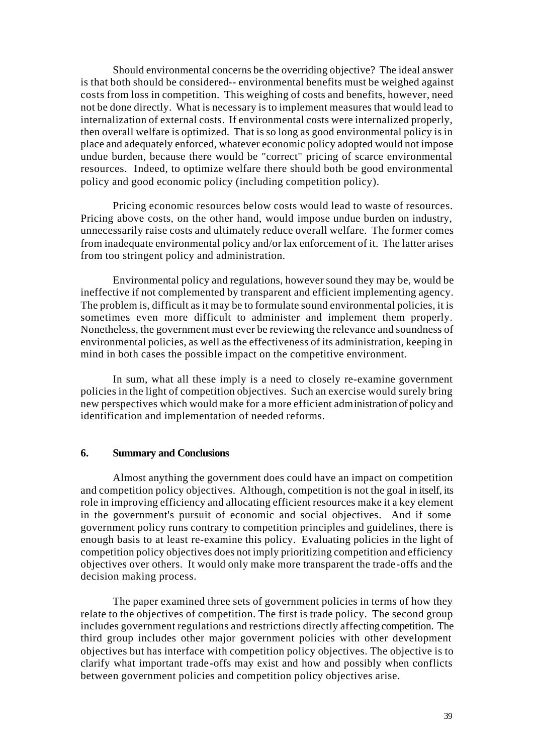Should environmental concerns be the overriding objective? The ideal answer is that both should be considered-- environmental benefits must be weighed against costs from loss in competition. This weighing of costs and benefits, however, need not be done directly. What is necessary is to implement measures that would lead to internalization of external costs. If environmental costs were internalized properly, then overall welfare is optimized. That is so long as good environmental policy is in place and adequately enforced, whatever economic policy adopted would not impose undue burden, because there would be "correct" pricing of scarce environmental resources. Indeed, to optimize welfare there should both be good environmental policy and good economic policy (including competition policy).

Pricing economic resources below costs would lead to waste of resources. Pricing above costs, on the other hand, would impose undue burden on industry, unnecessarily raise costs and ultimately reduce overall welfare. The former comes from inadequate environmental policy and/or lax enforcement of it. The latter arises from too stringent policy and administration.

Environmental policy and regulations, however sound they may be, would be ineffective if not complemented by transparent and efficient implementing agency. The problem is, difficult as it may be to formulate sound environmental policies, it is sometimes even more difficult to administer and implement them properly. Nonetheless, the government must ever be reviewing the relevance and soundness of environmental policies, as well as the effectiveness of its administration, keeping in mind in both cases the possible impact on the competitive environment.

In sum, what all these imply is a need to closely re-examine government policies in the light of competition objectives. Such an exercise would surely bring new perspectives which would make for a more efficient administration of policy and identification and implementation of needed reforms.

## 6. Summary and Conclusions

Almost anything the government does could have an impact on competition and competition policy objectives. Although, competition is not the goal in itself, its role in improving efficiency and allocating efficient resources make it a key element in the government's pursuit of economic and social objectives. And if some government policy runs contrary to competition principles and guidelines, there is enough basis to at least re-examine this policy. Evaluating policies in the light of competition policy objectives does not imply prioritizing competition and efficiency objectives over others. It would only make more transparent the trade-offs and the decision making process.

The paper examined three sets of government policies in terms of how they relate to the objectives of competition. The first is trade policy. The second group includes government regulations and restrictions directly affecting competition. The third group includes other major government policies with other development objectives but has interface with competition policy objectives. The objective is to clarify what important trade-offs may exist and how and possibly when conflicts between government policies and competition policy objectives arise.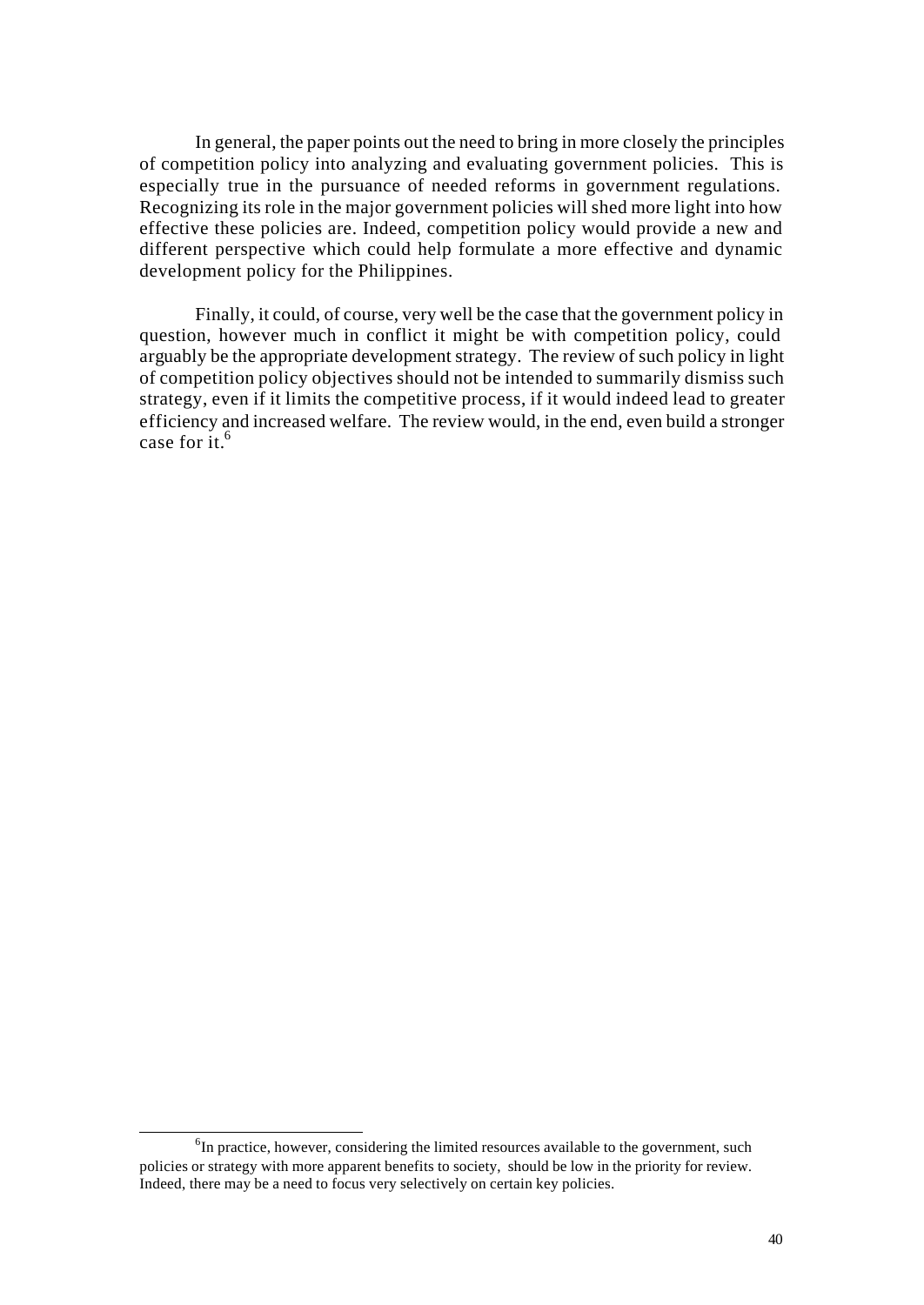In general, the paper points out the need to bring in more closely the principles of competition policy into analyzing and evaluating government policies. This is especially true in the pursuance of needed reforms in government regulations. Recognizing its role in the major government policies will shed more light into how effective these policies are. Indeed, competition policy would provide a new and different perspective which could help formulate a more effective and dynamic development policy for the Philippines.

Finally, it could, of course, very well be the case that the government policy in question, however much in conflict it might be with competition policy, could arguably be the appropriate development strategy. The review of such policy in light of competition policy objectives should not be intended to summarily dismiss such strategy, even if it limits the competitive process, if it would indeed lead to greater efficiency and increased welfare. The review would, in the end, even build a stronger case for it.[6]

---

[6]In practice, however, considering the limited resources available to the government, such policies or strategy with more apparent benefits to society, should be low in the priority for review. Indeed, there may be a need to focus very selectively on certain key policies.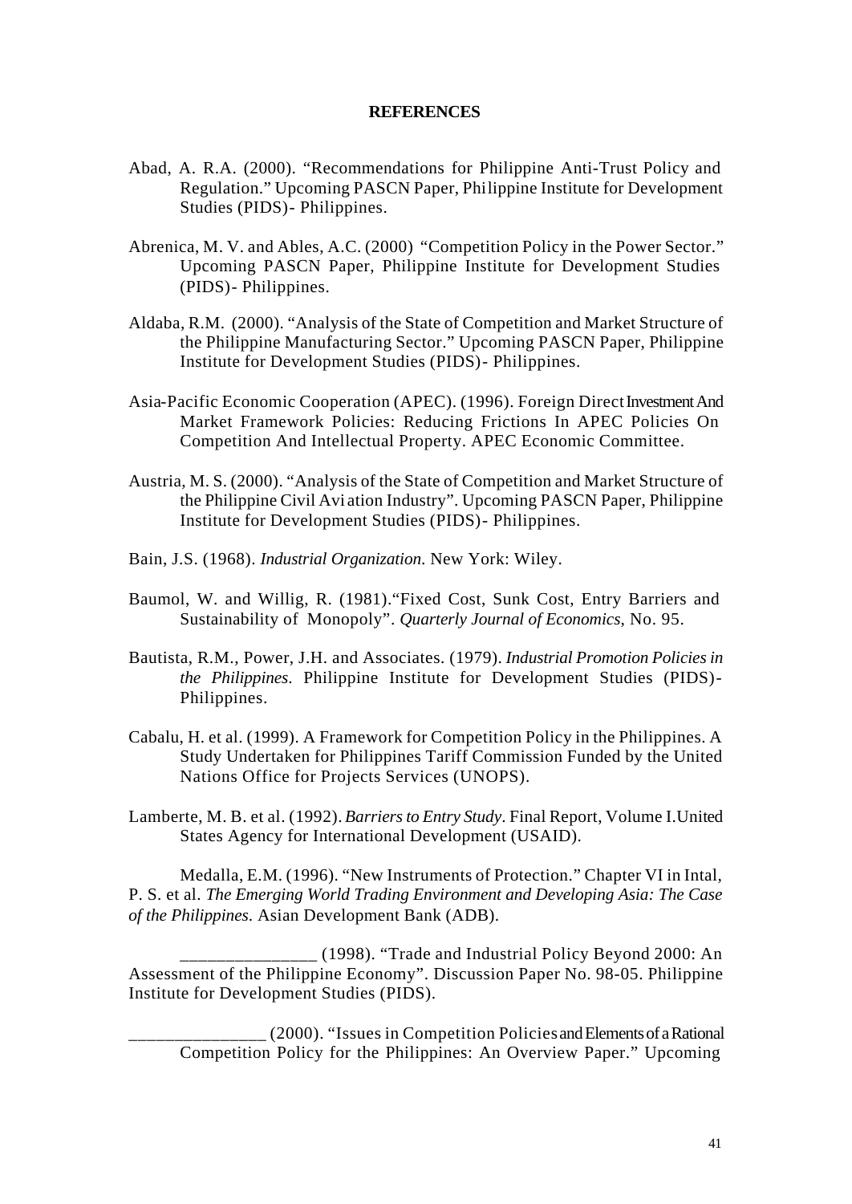**REFERENCES**

Abad, A. R.A. (2000). "Recommendations for Philippine Anti-Trust Policy and Regulation." Upcoming PASCN Paper, Philippine Institute for Development Studies (PIDS)- Philippines.

Abrenica, M. V. and Ables, A.C. (2000) "Competition Policy in the Power Sector." Upcoming PASCN Paper, Philippine Institute for Development Studies (PIDS)- Philippines.

Aldaba, R.M. (2000). "Analysis of the State of Competition and Market Structure of the Philippine Manufacturing Sector." Upcoming PASCN Paper, Philippine Institute for Development Studies (PIDS)- Philippines.

Asia-Pacific Economic Cooperation (APEC). (1996). Foreign Direct Investment And Market Framework Policies: Reducing Frictions In APEC Policies On Competition And Intellectual Property. APEC Economic Committee.

Austria, M. S. (2000). "Analysis of the State of Competition and Market Structure of the Philippine Civil Avi ation Industry". Upcoming PASCN Paper, Philippine Institute for Development Studies (PIDS)- Philippines.

Bain, J.S. (1968). *Industrial Organization.* New York: Wiley.

Baumol, W. and Willig, R. (1981)."Fixed Cost, Sunk Cost, Entry Barriers and Sustainability of Monopoly". *Quarterly Journal of Economics*, No. 95.

Bautista, R.M., Power, J.H. and Associates. (1979). *Industrial Promotion Policies in the Philippines.* Philippine Institute for Development Studies (PIDS)- Philippines.

Cabalu, H. et al. (1999). A Framework for Competition Policy in the Philippines. A Study Undertaken for Philippines Tariff Commission Funded by the United Nations Office for Projects Services (UNOPS).

Lamberte, M. B. et al. (1992). *Barriers to Entry Study*. Final Report, Volume I.United States Agency for International Development (USAID).

Medalla, E.M. (1996). "New Instruments of Protection." Chapter VI in Intal, P. S. et al. *The Emerging World Trading Environment and Developing Asia: The Case of the Philippines.* Asian Development Bank (ADB).

_______________ (1998). "Trade and Industrial Policy Beyond 2000: An Assessment of the Philippine Economy". Discussion Paper No. 98-05. Philippine Institute for Development Studies (PIDS).

_______________ (2000). "Issues in Competition Policies and Elements of a Rational Competition Policy for the Philippines: An Overview Paper." Upcoming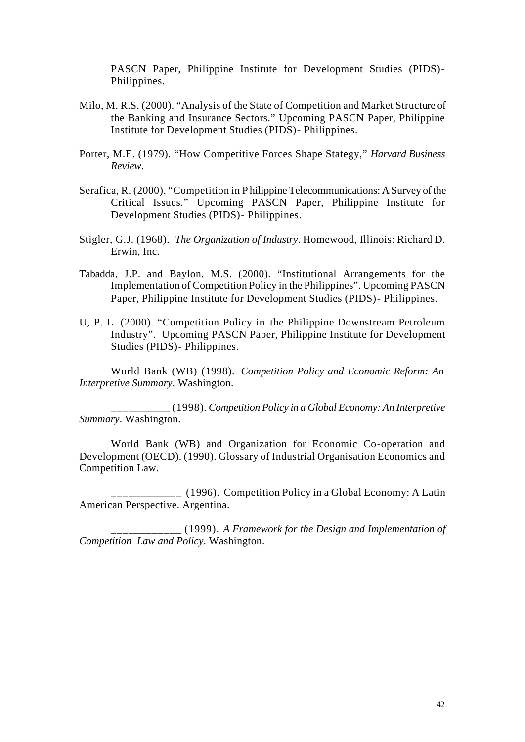PASCN Paper, Philippine Institute for Development Studies (PIDS)- Philippines.

Milo, M. R.S. (2000). "Analysis of the State of Competition and Market Structure of the Banking and Insurance Sectors." Upcoming PASCN Paper, Philippine Institute for Development Studies (PIDS)- Philippines.

Porter, M.E. (1979). "How Competitive Forces Shape Stategy," *Harvard Business Review*.

Serafica, R. (2000). "Competition in Philippine Telecommunications: A Survey of the Critical Issues." Upcoming PASCN Paper, Philippine Institute for Development Studies (PIDS)- Philippines.

Stigler, G.J. (1968). *The Organization of Industry*. Homewood, Illinois: Richard D. Erwin, Inc.

Tabadda, J.P. and Baylon, M.S. (2000). "Institutional Arrangements for the Implementation of Competition Policy in the Philippines". Upcoming PASCN Paper, Philippine Institute for Development Studies (PIDS)- Philippines.

U, P. L. (2000). "Competition Policy in the Philippine Downstream Petroleum Industry". Upcoming PASCN Paper, Philippine Institute for Development Studies (PIDS)- Philippines.

World Bank (WB) (1998). *Competition Policy and Economic Reform: An Interpretive Summary*. Washington.

__________ (1998). *Competition Policy in a Global Economy: An Interpretive Summary*. Washington.

World Bank (WB) and Organization for Economic Co-operation and Development (OECD). (1990). Glossary of Industrial Organisation Economics and Competition Law.

____________ (1996). Competition Policy in a Global Economy: A Latin American Perspective. Argentina.

____________ (1999). *A Framework for the Design and Implementation of Competition Law and Policy*. Washington.